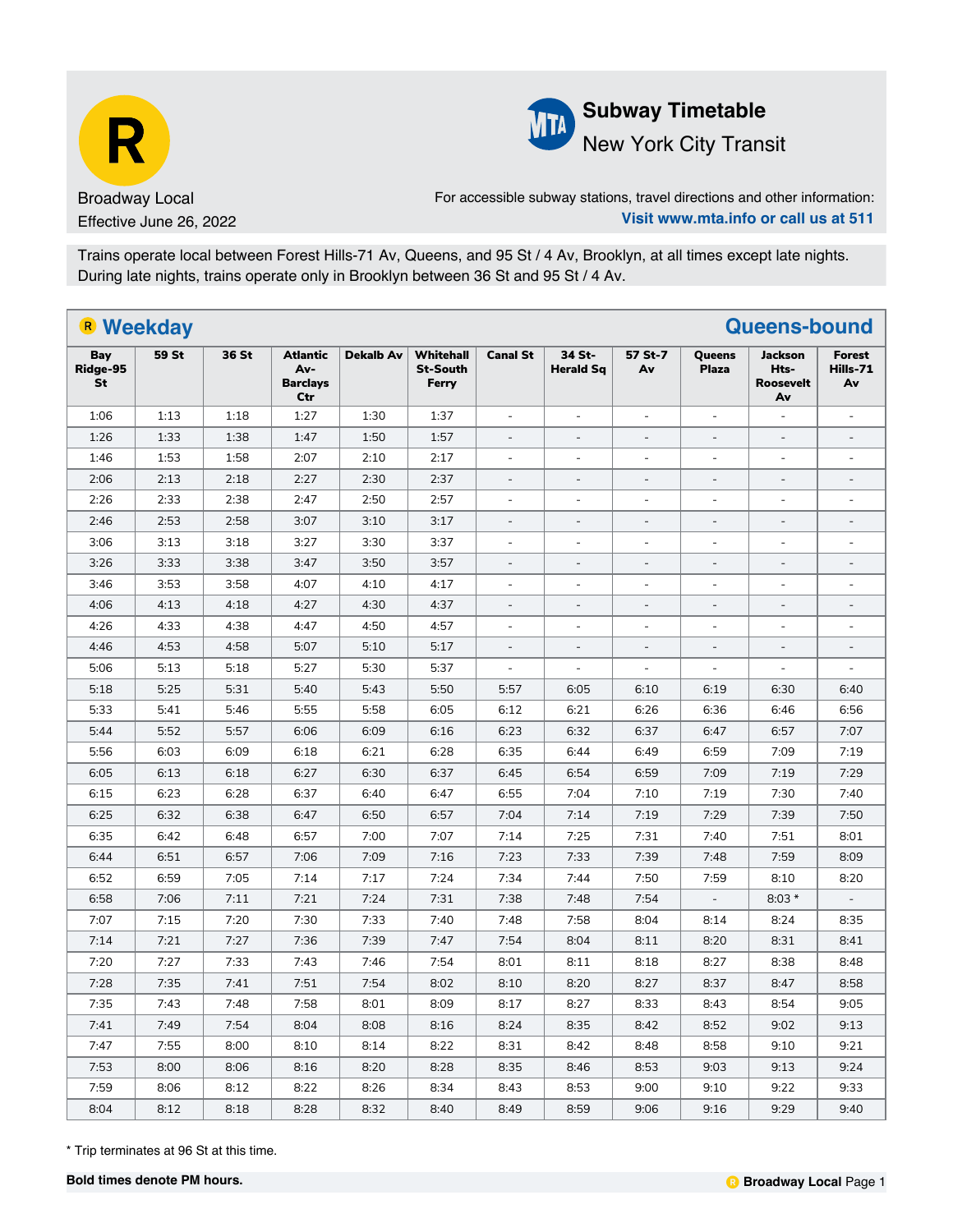# R Broadway Local

Effective June 26, 2022

## Subway Timetable

New York City Transit

For accessible subway stations, travel directions and other information:
**Visit www.mta.info or call us at 511**

Trains operate local between Forest Hills-71 Av, Queens, and 95 St / 4 Av, Brooklyn, at all times except late nights. During late nights, trains operate only in Brooklyn between 36 St and 95 St / 4 Av.

## Weekday — Queens-bound

| Bay Ridge-95 St | 59 St | 36 St | Atlantic Av-Barclays Ctr | Dekalb Av | Whitehall St-South Ferry | Canal St | 34 St-Herald Sq | 57 St-7 Av | Queens Plaza | Jackson Hts-Roosevelt Av | Forest Hills-71 Av |
|---|---|---|---|---|---|---|---|---|---|---|---|
| 1:06 | 1:13 | 1:18 | 1:27 | 1:30 | 1:37 | - | - | - | - | - | - |
| 1:26 | 1:33 | 1:38 | 1:47 | 1:50 | 1:57 | - | - | - | - | - | - |
| 1:46 | 1:53 | 1:58 | 2:07 | 2:10 | 2:17 | - | - | - | - | - | - |
| 2:06 | 2:13 | 2:18 | 2:27 | 2:30 | 2:37 | - | - | - | - | - | - |
| 2:26 | 2:33 | 2:38 | 2:47 | 2:50 | 2:57 | - | - | - | - | - | - |
| 2:46 | 2:53 | 2:58 | 3:07 | 3:10 | 3:17 | - | - | - | - | - | - |
| 3:06 | 3:13 | 3:18 | 3:27 | 3:30 | 3:37 | - | - | - | - | - | - |
| 3:26 | 3:33 | 3:38 | 3:47 | 3:50 | 3:57 | - | - | - | - | - | - |
| 3:46 | 3:53 | 3:58 | 4:07 | 4:10 | 4:17 | - | - | - | - | - | - |
| 4:06 | 4:13 | 4:18 | 4:27 | 4:30 | 4:37 | - | - | - | - | - | - |
| 4:26 | 4:33 | 4:38 | 4:47 | 4:50 | 4:57 | - | - | - | - | - | - |
| 4:46 | 4:53 | 4:58 | 5:07 | 5:10 | 5:17 | - | - | - | - | - | - |
| 5:06 | 5:13 | 5:18 | 5:27 | 5:30 | 5:37 | - | - | - | - | - | - |
| 5:18 | 5:25 | 5:31 | 5:40 | 5:43 | 5:50 | 5:57 | 6:05 | 6:10 | 6:19 | 6:30 | 6:40 |
| 5:33 | 5:41 | 5:46 | 5:55 | 5:58 | 6:05 | 6:12 | 6:21 | 6:26 | 6:36 | 6:46 | 6:56 |
| 5:44 | 5:52 | 5:57 | 6:06 | 6:09 | 6:16 | 6:23 | 6:32 | 6:37 | 6:47 | 6:57 | 7:07 |
| 5:56 | 6:03 | 6:09 | 6:18 | 6:21 | 6:28 | 6:35 | 6:44 | 6:49 | 6:59 | 7:09 | 7:19 |
| 6:05 | 6:13 | 6:18 | 6:27 | 6:30 | 6:37 | 6:45 | 6:54 | 6:59 | 7:09 | 7:19 | 7:29 |
| 6:15 | 6:23 | 6:28 | 6:37 | 6:40 | 6:47 | 6:55 | 7:04 | 7:10 | 7:19 | 7:30 | 7:40 |
| 6:25 | 6:32 | 6:38 | 6:47 | 6:50 | 6:57 | 7:04 | 7:14 | 7:19 | 7:29 | 7:39 | 7:50 |
| 6:35 | 6:42 | 6:48 | 6:57 | 7:00 | 7:07 | 7:14 | 7:25 | 7:31 | 7:40 | 7:51 | 8:01 |
| 6:44 | 6:51 | 6:57 | 7:06 | 7:09 | 7:16 | 7:23 | 7:33 | 7:39 | 7:48 | 7:59 | 8:09 |
| 6:52 | 6:59 | 7:05 | 7:14 | 7:17 | 7:24 | 7:34 | 7:44 | 7:50 | 7:59 | 8:10 | 8:20 |
| 6:58 | 7:06 | 7:11 | 7:21 | 7:24 | 7:31 | 7:38 | 7:48 | 7:54 | - | 8:03 * | - |
| 7:07 | 7:15 | 7:20 | 7:30 | 7:33 | 7:40 | 7:48 | 7:58 | 8:04 | 8:14 | 8:24 | 8:35 |
| 7:14 | 7:21 | 7:27 | 7:36 | 7:39 | 7:47 | 7:54 | 8:04 | 8:11 | 8:20 | 8:31 | 8:41 |
| 7:20 | 7:27 | 7:33 | 7:43 | 7:46 | 7:54 | 8:01 | 8:11 | 8:18 | 8:27 | 8:38 | 8:48 |
| 7:28 | 7:35 | 7:41 | 7:51 | 7:54 | 8:02 | 8:10 | 8:20 | 8:27 | 8:37 | 8:47 | 8:58 |
| 7:35 | 7:43 | 7:48 | 7:58 | 8:01 | 8:09 | 8:17 | 8:27 | 8:33 | 8:43 | 8:54 | 9:05 |
| 7:41 | 7:49 | 7:54 | 8:04 | 8:08 | 8:16 | 8:24 | 8:35 | 8:42 | 8:52 | 9:02 | 9:13 |
| 7:47 | 7:55 | 8:00 | 8:10 | 8:14 | 8:22 | 8:31 | 8:42 | 8:48 | 8:58 | 9:10 | 9:21 |
| 7:53 | 8:00 | 8:06 | 8:16 | 8:20 | 8:28 | 8:35 | 8:46 | 8:53 | 9:03 | 9:13 | 9:24 |
| 7:59 | 8:06 | 8:12 | 8:22 | 8:26 | 8:34 | 8:43 | 8:53 | 9:00 | 9:10 | 9:22 | 9:33 |
| 8:04 | 8:12 | 8:18 | 8:28 | 8:32 | 8:40 | 8:49 | 8:59 | 9:06 | 9:16 | 9:29 | 9:40 |

\* Trip terminates at 96 St at this time.

**Bold times denote PM hours.**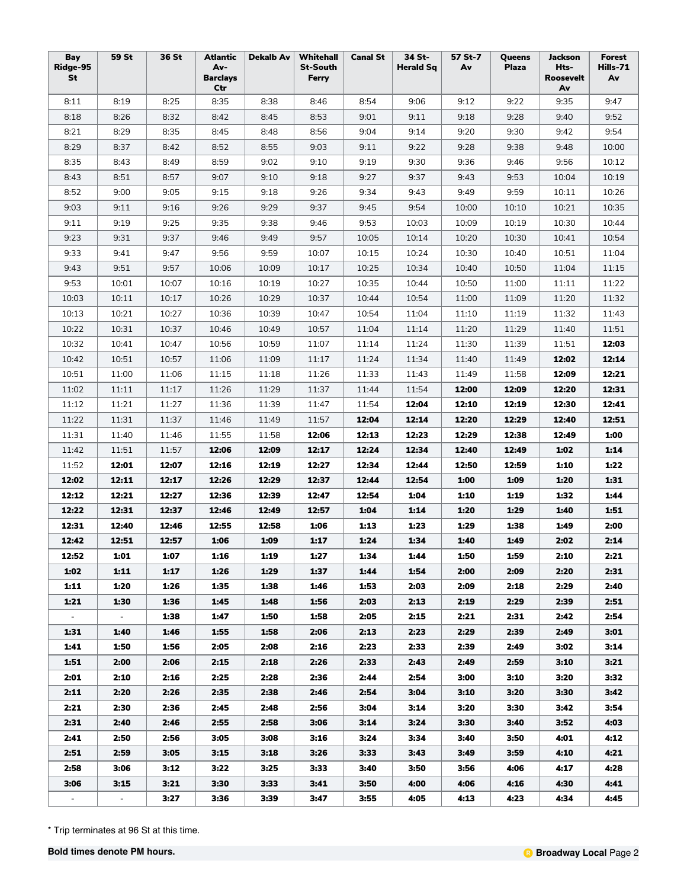| Bay Ridge-95 St | 59 St | 36 St | Atlantic Av-Barclays Ctr | Dekalb Av | Whitehall St-South Ferry | Canal St | 34 St-Herald Sq | 57 St-7 Av | Queens Plaza | Jackson Hts-Roosevelt Av | Forest Hills-71 Av |
|---|---|---|---|---|---|---|---|---|---|---|---|
| 8:11 | 8:19 | 8:25 | 8:35 | 8:38 | 8:46 | 8:54 | 9:06 | 9:12 | 9:22 | 9:35 | 9:47 |
| 8:18 | 8:26 | 8:32 | 8:42 | 8:45 | 8:53 | 9:01 | 9:11 | 9:18 | 9:28 | 9:40 | 9:52 |
| 8:21 | 8:29 | 8:35 | 8:45 | 8:48 | 8:56 | 9:04 | 9:14 | 9:20 | 9:30 | 9:42 | 9:54 |
| 8:29 | 8:37 | 8:42 | 8:52 | 8:55 | 9:03 | 9:11 | 9:22 | 9:28 | 9:38 | 9:48 | 10:00 |
| 8:35 | 8:43 | 8:49 | 8:59 | 9:02 | 9:10 | 9:19 | 9:30 | 9:36 | 9:46 | 9:56 | 10:12 |
| 8:43 | 8:51 | 8:57 | 9:07 | 9:10 | 9:18 | 9:27 | 9:37 | 9:43 | 9:53 | 10:04 | 10:19 |
| 8:52 | 9:00 | 9:05 | 9:15 | 9:18 | 9:26 | 9:34 | 9:43 | 9:49 | 9:59 | 10:11 | 10:26 |
| 9:03 | 9:11 | 9:16 | 9:26 | 9:29 | 9:37 | 9:45 | 9:54 | 10:00 | 10:10 | 10:21 | 10:35 |
| 9:11 | 9:19 | 9:25 | 9:35 | 9:38 | 9:46 | 9:53 | 10:03 | 10:09 | 10:19 | 10:30 | 10:44 |
| 9:23 | 9:31 | 9:37 | 9:46 | 9:49 | 9:57 | 10:05 | 10:14 | 10:20 | 10:30 | 10:41 | 10:54 |
| 9:33 | 9:41 | 9:47 | 9:56 | 9:59 | 10:07 | 10:15 | 10:24 | 10:30 | 10:40 | 10:51 | 11:04 |
| 9:43 | 9:51 | 9:57 | 10:06 | 10:09 | 10:17 | 10:25 | 10:34 | 10:40 | 10:50 | 11:04 | 11:15 |
| 9:53 | 10:01 | 10:07 | 10:16 | 10:19 | 10:27 | 10:35 | 10:44 | 10:50 | 11:00 | 11:11 | 11:22 |
| 10:03 | 10:11 | 10:17 | 10:26 | 10:29 | 10:37 | 10:44 | 10:54 | 11:00 | 11:09 | 11:20 | 11:32 |
| 10:13 | 10:21 | 10:27 | 10:36 | 10:39 | 10:47 | 10:54 | 11:04 | 11:10 | 11:19 | 11:32 | 11:43 |
| 10:22 | 10:31 | 10:37 | 10:46 | 10:49 | 10:57 | 11:04 | 11:14 | 11:20 | 11:29 | 11:40 | 11:51 |
| 10:32 | 10:41 | 10:47 | 10:56 | 10:59 | 11:07 | 11:14 | 11:24 | 11:30 | 11:39 | 11:51 | **12:03** |
| 10:42 | 10:51 | 10:57 | 11:06 | 11:09 | 11:17 | 11:24 | 11:34 | 11:40 | 11:49 | **12:02** | **12:14** |
| 10:51 | 11:00 | 11:06 | 11:15 | 11:18 | 11:26 | 11:33 | 11:43 | 11:49 | 11:58 | **12:09** | **12:21** |
| 11:02 | 11:11 | 11:17 | 11:26 | 11:29 | 11:37 | 11:44 | 11:54 | **12:00** | **12:09** | **12:20** | **12:31** |
| 11:12 | 11:21 | 11:27 | 11:36 | 11:39 | 11:47 | 11:54 | **12:04** | **12:10** | **12:19** | **12:30** | **12:41** |
| 11:22 | 11:31 | 11:37 | 11:46 | 11:49 | 11:57 | **12:04** | **12:14** | **12:20** | **12:29** | **12:40** | **12:51** |
| 11:31 | 11:40 | 11:46 | 11:55 | 11:58 | **12:06** | **12:13** | **12:23** | **12:29** | **12:38** | **12:49** | **1:00** |
| 11:42 | 11:51 | 11:57 | **12:06** | **12:09** | **12:17** | **12:24** | **12:34** | **12:40** | **12:49** | **1:02** | **1:14** |
| 11:52 | **12:01** | **12:07** | **12:16** | **12:19** | **12:27** | **12:34** | **12:44** | **12:50** | **12:59** | **1:10** | **1:22** |
| **12:02** | **12:11** | **12:17** | **12:26** | **12:29** | **12:37** | **12:44** | **12:54** | **1:00** | **1:09** | **1:20** | **1:31** |
| **12:12** | **12:21** | **12:27** | **12:36** | **12:39** | **12:47** | **12:54** | **1:04** | **1:10** | **1:19** | **1:32** | **1:44** |
| **12:22** | **12:31** | **12:37** | **12:46** | **12:49** | **12:57** | **1:04** | **1:14** | **1:20** | **1:29** | **1:40** | **1:51** |
| **12:31** | **12:40** | **12:46** | **12:55** | **12:58** | **1:06** | **1:13** | **1:23** | **1:29** | **1:38** | **1:49** | **2:00** |
| **12:42** | **12:51** | **12:57** | **1:06** | **1:09** | **1:17** | **1:24** | **1:34** | **1:40** | **1:49** | **2:02** | **2:14** |
| **12:52** | **1:01** | **1:07** | **1:16** | **1:19** | **1:27** | **1:34** | **1:44** | **1:50** | **1:59** | **2:10** | **2:21** |
| **1:02** | **1:11** | **1:17** | **1:26** | **1:29** | **1:37** | **1:44** | **1:54** | **2:00** | **2:09** | **2:20** | **2:31** |
| **1:11** | **1:20** | **1:26** | **1:35** | **1:38** | **1:46** | **1:53** | **2:03** | **2:09** | **2:18** | **2:29** | **2:40** |
| **1:21** | **1:30** | **1:36** | **1:45** | **1:48** | **1:56** | **2:03** | **2:13** | **2:19** | **2:29** | **2:39** | **2:51** |
| - | - | **1:38** | **1:47** | **1:50** | **1:58** | **2:05** | **2:15** | **2:21** | **2:31** | **2:42** | **2:54** |
| **1:31** | **1:40** | **1:46** | **1:55** | **1:58** | **2:06** | **2:13** | **2:23** | **2:29** | **2:39** | **2:49** | **3:01** |
| **1:41** | **1:50** | **1:56** | **2:05** | **2:08** | **2:16** | **2:23** | **2:33** | **2:39** | **2:49** | **3:02** | **3:14** |
| **1:51** | **2:00** | **2:06** | **2:15** | **2:18** | **2:26** | **2:33** | **2:43** | **2:49** | **2:59** | **3:10** | **3:21** |
| **2:01** | **2:10** | **2:16** | **2:25** | **2:28** | **2:36** | **2:44** | **2:54** | **3:00** | **3:10** | **3:20** | **3:32** |
| **2:11** | **2:20** | **2:26** | **2:35** | **2:38** | **2:46** | **2:54** | **3:04** | **3:10** | **3:20** | **3:30** | **3:42** |
| **2:21** | **2:30** | **2:36** | **2:45** | **2:48** | **2:56** | **3:04** | **3:14** | **3:20** | **3:30** | **3:42** | **3:54** |
| **2:31** | **2:40** | **2:46** | **2:55** | **2:58** | **3:06** | **3:14** | **3:24** | **3:30** | **3:40** | **3:52** | **4:03** |
| **2:41** | **2:50** | **2:56** | **3:05** | **3:08** | **3:16** | **3:24** | **3:34** | **3:40** | **3:50** | **4:01** | **4:12** |
| **2:51** | **2:59** | **3:05** | **3:15** | **3:18** | **3:26** | **3:33** | **3:43** | **3:49** | **3:59** | **4:10** | **4:21** |
| **2:58** | **3:06** | **3:12** | **3:22** | **3:25** | **3:33** | **3:40** | **3:50** | **3:56** | **4:06** | **4:17** | **4:28** |
| **3:06** | **3:15** | **3:21** | **3:30** | **3:33** | **3:41** | **3:50** | **4:00** | **4:06** | **4:16** | **4:30** | **4:41** |
| - | - | **3:27** | **3:36** | **3:39** | **3:47** | **3:55** | **4:05** | **4:13** | **4:23** | **4:34** | **4:45** |

* Trip terminates at 96 St at this time.

**Bold times denote PM hours.**

**Broadway Local**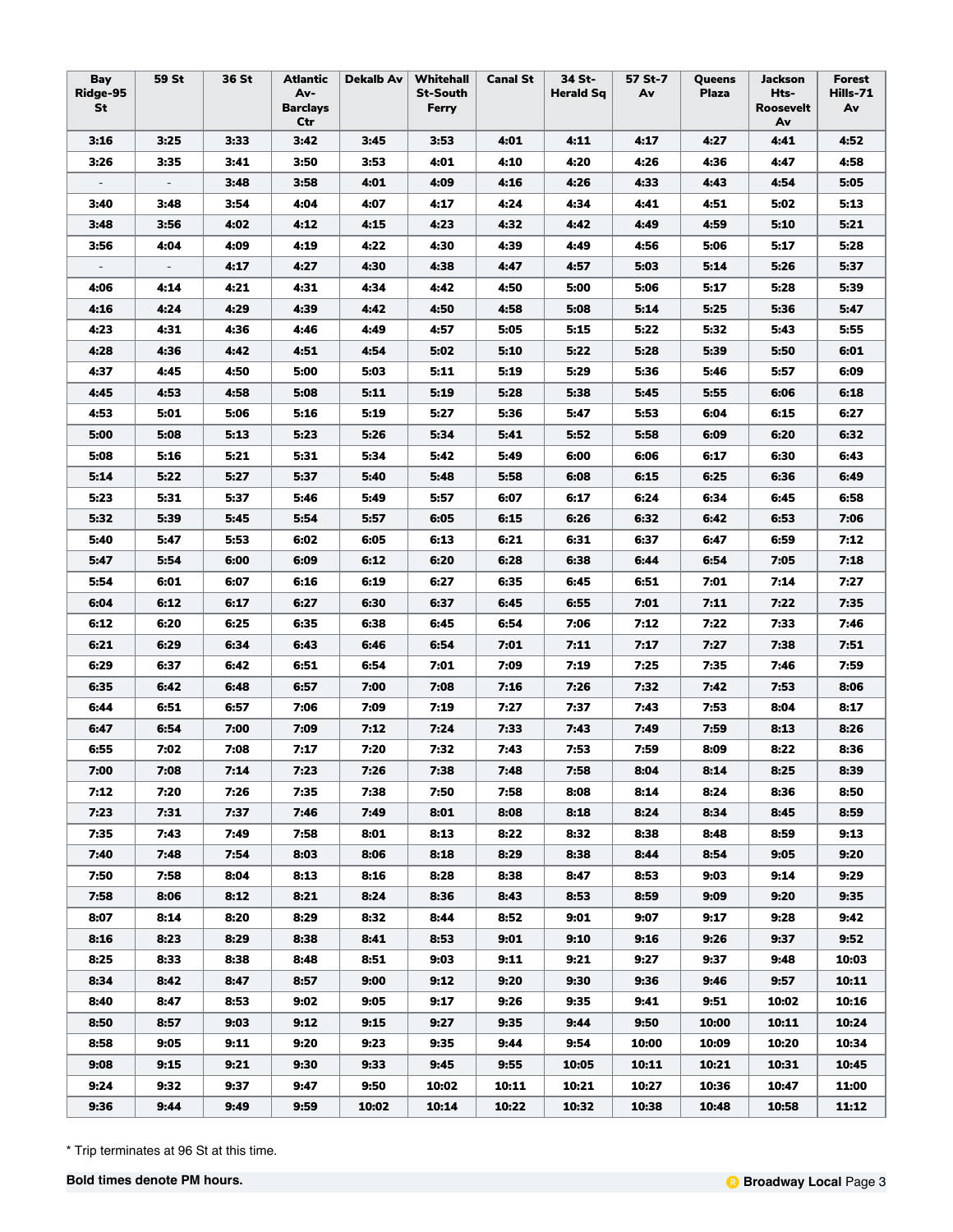| Bay Ridge-95 St | 59 St | 36 St | Atlantic Av-Barclays Ctr | Dekalb Av | Whitehall St-South Ferry | Canal St | 34 St-Herald Sq | 57 St-7 Av | Queens Plaza | Jackson Hts-Roosevelt Av | Forest Hills-71 Av |
|---|---|---|---|---|---|---|---|---|---|---|---|
| **3:16** | **3:25** | **3:33** | **3:42** | **3:45** | **3:53** | **4:01** | **4:11** | **4:17** | **4:27** | **4:41** | **4:52** |
| **3:26** | **3:35** | **3:41** | **3:50** | **3:53** | **4:01** | **4:10** | **4:20** | **4:26** | **4:36** | **4:47** | **4:58** |
| - | - | **3:48** | **3:58** | **4:01** | **4:09** | **4:16** | **4:26** | **4:33** | **4:43** | **4:54** | **5:05** |
| **3:40** | **3:48** | **3:54** | **4:04** | **4:07** | **4:17** | **4:24** | **4:34** | **4:41** | **4:51** | **5:02** | **5:13** |
| **3:48** | **3:56** | **4:02** | **4:12** | **4:15** | **4:23** | **4:32** | **4:42** | **4:49** | **4:59** | **5:10** | **5:21** |
| **3:56** | **4:04** | **4:09** | **4:19** | **4:22** | **4:30** | **4:39** | **4:49** | **4:56** | **5:06** | **5:17** | **5:28** |
| - | - | **4:17** | **4:27** | **4:30** | **4:38** | **4:47** | **4:57** | **5:03** | **5:14** | **5:26** | **5:37** |
| **4:06** | **4:14** | **4:21** | **4:31** | **4:34** | **4:42** | **4:50** | **5:00** | **5:06** | **5:17** | **5:28** | **5:39** |
| **4:16** | **4:24** | **4:29** | **4:39** | **4:42** | **4:50** | **4:58** | **5:08** | **5:14** | **5:25** | **5:36** | **5:47** |
| **4:23** | **4:31** | **4:36** | **4:46** | **4:49** | **4:57** | **5:05** | **5:15** | **5:22** | **5:32** | **5:43** | **5:55** |
| **4:28** | **4:36** | **4:42** | **4:51** | **4:54** | **5:02** | **5:10** | **5:22** | **5:28** | **5:39** | **5:50** | **6:01** |
| **4:37** | **4:45** | **4:50** | **5:00** | **5:03** | **5:11** | **5:19** | **5:29** | **5:36** | **5:46** | **5:57** | **6:09** |
| **4:45** | **4:53** | **4:58** | **5:08** | **5:11** | **5:19** | **5:28** | **5:38** | **5:45** | **5:55** | **6:06** | **6:18** |
| **4:53** | **5:01** | **5:06** | **5:16** | **5:19** | **5:27** | **5:36** | **5:47** | **5:53** | **6:04** | **6:15** | **6:27** |
| **5:00** | **5:08** | **5:13** | **5:23** | **5:26** | **5:34** | **5:41** | **5:52** | **5:58** | **6:09** | **6:20** | **6:32** |
| **5:08** | **5:16** | **5:21** | **5:31** | **5:34** | **5:42** | **5:49** | **6:00** | **6:06** | **6:17** | **6:30** | **6:43** |
| **5:14** | **5:22** | **5:27** | **5:37** | **5:40** | **5:48** | **5:58** | **6:08** | **6:15** | **6:25** | **6:36** | **6:49** |
| **5:23** | **5:31** | **5:37** | **5:46** | **5:49** | **5:57** | **6:07** | **6:17** | **6:24** | **6:34** | **6:45** | **6:58** |
| **5:32** | **5:39** | **5:45** | **5:54** | **5:57** | **6:05** | **6:15** | **6:26** | **6:32** | **6:42** | **6:53** | **7:06** |
| **5:40** | **5:47** | **5:53** | **6:02** | **6:05** | **6:13** | **6:21** | **6:31** | **6:37** | **6:47** | **6:59** | **7:12** |
| **5:47** | **5:54** | **6:00** | **6:09** | **6:12** | **6:20** | **6:28** | **6:38** | **6:44** | **6:54** | **7:05** | **7:18** |
| **5:54** | **6:01** | **6:07** | **6:16** | **6:19** | **6:27** | **6:35** | **6:45** | **6:51** | **7:01** | **7:14** | **7:27** |
| **6:04** | **6:12** | **6:17** | **6:27** | **6:30** | **6:37** | **6:45** | **6:55** | **7:01** | **7:11** | **7:22** | **7:35** |
| **6:12** | **6:20** | **6:25** | **6:35** | **6:38** | **6:45** | **6:54** | **7:06** | **7:12** | **7:22** | **7:33** | **7:46** |
| **6:21** | **6:29** | **6:34** | **6:43** | **6:46** | **6:54** | **7:01** | **7:11** | **7:17** | **7:27** | **7:38** | **7:51** |
| **6:29** | **6:37** | **6:42** | **6:51** | **6:54** | **7:01** | **7:09** | **7:19** | **7:25** | **7:35** | **7:46** | **7:59** |
| **6:35** | **6:42** | **6:48** | **6:57** | **7:00** | **7:08** | **7:16** | **7:26** | **7:32** | **7:42** | **7:53** | **8:06** |
| **6:44** | **6:51** | **6:57** | **7:06** | **7:09** | **7:19** | **7:27** | **7:37** | **7:43** | **7:53** | **8:04** | **8:17** |
| **6:47** | **6:54** | **7:00** | **7:09** | **7:12** | **7:24** | **7:33** | **7:43** | **7:49** | **7:59** | **8:13** | **8:26** |
| **6:55** | **7:02** | **7:08** | **7:17** | **7:20** | **7:32** | **7:43** | **7:53** | **7:59** | **8:09** | **8:22** | **8:36** |
| **7:00** | **7:08** | **7:14** | **7:23** | **7:26** | **7:38** | **7:48** | **7:58** | **8:04** | **8:14** | **8:25** | **8:39** |
| **7:12** | **7:20** | **7:26** | **7:35** | **7:38** | **7:50** | **7:58** | **8:08** | **8:14** | **8:24** | **8:36** | **8:50** |
| **7:23** | **7:31** | **7:37** | **7:46** | **7:49** | **8:01** | **8:08** | **8:18** | **8:24** | **8:34** | **8:45** | **8:59** |
| **7:35** | **7:43** | **7:49** | **7:58** | **8:01** | **8:13** | **8:22** | **8:32** | **8:38** | **8:48** | **8:59** | **9:13** |
| **7:40** | **7:48** | **7:54** | **8:03** | **8:06** | **8:18** | **8:29** | **8:38** | **8:44** | **8:54** | **9:05** | **9:20** |
| **7:50** | **7:58** | **8:04** | **8:13** | **8:16** | **8:28** | **8:38** | **8:47** | **8:53** | **9:03** | **9:14** | **9:29** |
| **7:58** | **8:06** | **8:12** | **8:21** | **8:24** | **8:36** | **8:43** | **8:53** | **8:59** | **9:09** | **9:20** | **9:35** |
| **8:07** | **8:14** | **8:20** | **8:29** | **8:32** | **8:44** | **8:52** | **9:01** | **9:07** | **9:17** | **9:28** | **9:42** |
| **8:16** | **8:23** | **8:29** | **8:38** | **8:41** | **8:53** | **9:01** | **9:10** | **9:16** | **9:26** | **9:37** | **9:52** |
| **8:25** | **8:33** | **8:38** | **8:48** | **8:51** | **9:03** | **9:11** | **9:21** | **9:27** | **9:37** | **9:48** | **10:03** |
| **8:34** | **8:42** | **8:47** | **8:57** | **9:00** | **9:12** | **9:20** | **9:30** | **9:36** | **9:46** | **9:57** | **10:11** |
| **8:40** | **8:47** | **8:53** | **9:02** | **9:05** | **9:17** | **9:26** | **9:35** | **9:41** | **9:51** | **10:02** | **10:16** |
| **8:50** | **8:57** | **9:03** | **9:12** | **9:15** | **9:27** | **9:35** | **9:44** | **9:50** | **10:00** | **10:11** | **10:24** |
| **8:58** | **9:05** | **9:11** | **9:20** | **9:23** | **9:35** | **9:44** | **9:54** | **10:00** | **10:09** | **10:20** | **10:34** |
| **9:08** | **9:15** | **9:21** | **9:30** | **9:33** | **9:45** | **9:55** | **10:05** | **10:11** | **10:21** | **10:31** | **10:45** |
| **9:24** | **9:32** | **9:37** | **9:47** | **9:50** | **10:02** | **10:11** | **10:21** | **10:27** | **10:36** | **10:47** | **11:00** |
| **9:36** | **9:44** | **9:49** | **9:59** | **10:02** | **10:14** | **10:22** | **10:32** | **10:38** | **10:48** | **10:58** | **11:12** |

* Trip terminates at 96 St at this time.

**Bold times denote PM hours.**

**Broadway Local**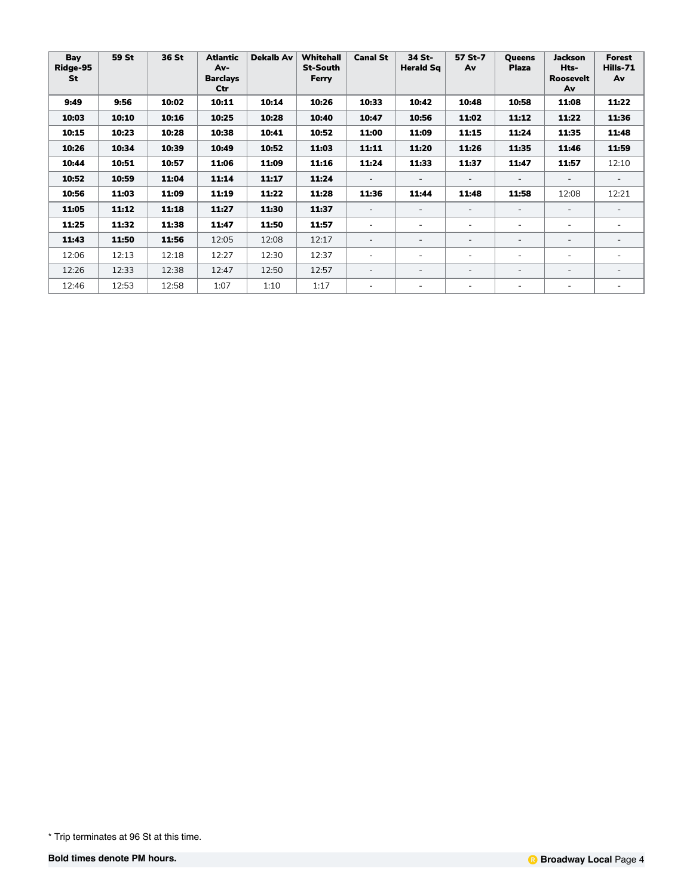| Bay Ridge-95 St | 59 St | 36 St | Atlantic Av-Barclays Ctr | Dekalb Av | Whitehall St-South Ferry | Canal St | 34 St-Herald Sq | 57 St-7 Av | Queens Plaza | Jackson Hts-Roosevelt Av | Forest Hills-71 Av |
|---|---|---|---|---|---|---|---|---|---|---|---|
| **9:49** | **9:56** | **10:02** | **10:11** | **10:14** | **10:26** | **10:33** | **10:42** | **10:48** | **10:58** | **11:08** | **11:22** |
| **10:03** | **10:10** | **10:16** | **10:25** | **10:28** | **10:40** | **10:47** | **10:56** | **11:02** | **11:12** | **11:22** | **11:36** |
| **10:15** | **10:23** | **10:28** | **10:38** | **10:41** | **10:52** | **11:00** | **11:09** | **11:15** | **11:24** | **11:35** | **11:48** |
| **10:26** | **10:34** | **10:39** | **10:49** | **10:52** | **11:03** | **11:11** | **11:20** | **11:26** | **11:35** | **11:46** | **11:59** |
| **10:44** | **10:51** | **10:57** | **11:06** | **11:09** | **11:16** | **11:24** | **11:33** | **11:37** | **11:47** | **11:57** | 12:10 |
| **10:52** | **10:59** | **11:04** | **11:14** | **11:17** | **11:24** | - | - | - | - | - | - |
| **10:56** | **11:03** | **11:09** | **11:19** | **11:22** | **11:28** | **11:36** | **11:44** | **11:48** | **11:58** | 12:08 | 12:21 |
| **11:05** | **11:12** | **11:18** | **11:27** | **11:30** | **11:37** | - | - | - | - | - | - |
| **11:25** | **11:32** | **11:38** | **11:47** | **11:50** | **11:57** | - | - | - | - | - | - |
| **11:43** | **11:50** | **11:56** | 12:05 | 12:08 | 12:17 | - | - | - | - | - | - |
| 12:06 | 12:13 | 12:18 | 12:27 | 12:30 | 12:37 | - | - | - | - | - | - |
| 12:26 | 12:33 | 12:38 | 12:47 | 12:50 | 12:57 | - | - | - | - | - | - |
| 12:46 | 12:53 | 12:58 | 1:07 | 1:10 | 1:17 | - | - | - | - | - | - |

* Trip terminates at 96 St at this time.

**Bold times denote PM hours.**

**Broadway Local**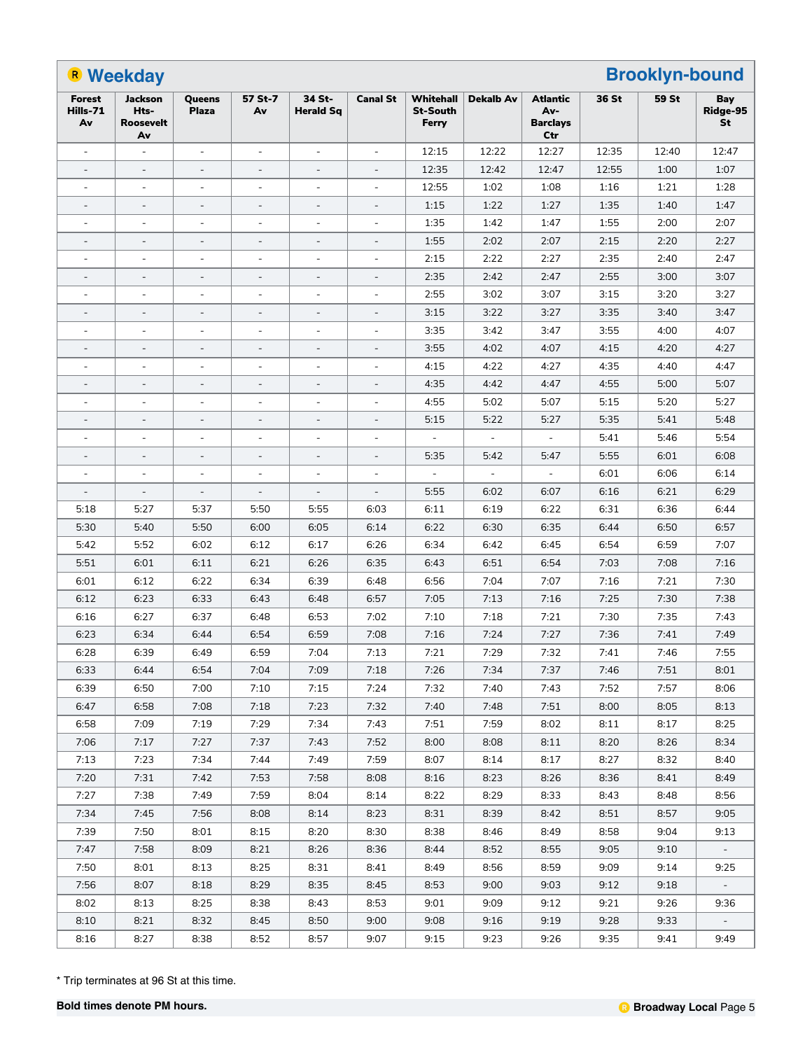## R Weekday — Brooklyn-bound

| Forest Hills-71 Av | Jackson Hts-Roosevelt Av | Queens Plaza | 57 St-7 Av | 34 St-Herald Sq | Canal St | Whitehall St-South Ferry | Dekalb Av | Atlantic Av-Barclays Ctr | 36 St | 59 St | Bay Ridge-95 St |
|---|---|---|---|---|---|---|---|---|---|---|---|
| - | - | - | - | - | - | 12:15 | 12:22 | 12:27 | 12:35 | 12:40 | 12:47 |
| - | - | - | - | - | - | 12:35 | 12:42 | 12:47 | 12:55 | 1:00 | 1:07 |
| - | - | - | - | - | - | 12:55 | 1:02 | 1:08 | 1:16 | 1:21 | 1:28 |
| - | - | - | - | - | - | 1:15 | 1:22 | 1:27 | 1:35 | 1:40 | 1:47 |
| - | - | - | - | - | - | 1:35 | 1:42 | 1:47 | 1:55 | 2:00 | 2:07 |
| - | - | - | - | - | - | 1:55 | 2:02 | 2:07 | 2:15 | 2:20 | 2:27 |
| - | - | - | - | - | - | 2:15 | 2:22 | 2:27 | 2:35 | 2:40 | 2:47 |
| - | - | - | - | - | - | 2:35 | 2:42 | 2:47 | 2:55 | 3:00 | 3:07 |
| - | - | - | - | - | - | 2:55 | 3:02 | 3:07 | 3:15 | 3:20 | 3:27 |
| - | - | - | - | - | - | 3:15 | 3:22 | 3:27 | 3:35 | 3:40 | 3:47 |
| - | - | - | - | - | - | 3:35 | 3:42 | 3:47 | 3:55 | 4:00 | 4:07 |
| - | - | - | - | - | - | 3:55 | 4:02 | 4:07 | 4:15 | 4:20 | 4:27 |
| - | - | - | - | - | - | 4:15 | 4:22 | 4:27 | 4:35 | 4:40 | 4:47 |
| - | - | - | - | - | - | 4:35 | 4:42 | 4:47 | 4:55 | 5:00 | 5:07 |
| - | - | - | - | - | - | 4:55 | 5:02 | 5:07 | 5:15 | 5:20 | 5:27 |
| - | - | - | - | - | - | 5:15 | 5:22 | 5:27 | 5:35 | 5:41 | 5:48 |
| - | - | - | - | - | - | - | - | - | 5:41 | 5:46 | 5:54 |
| - | - | - | - | - | - | 5:35 | 5:42 | 5:47 | 5:55 | 6:01 | 6:08 |
| - | - | - | - | - | - | - | - | - | 6:01 | 6:06 | 6:14 |
| - | - | - | - | - | - | 5:55 | 6:02 | 6:07 | 6:16 | 6:21 | 6:29 |
| 5:18 | 5:27 | 5:37 | 5:50 | 5:55 | 6:03 | 6:11 | 6:19 | 6:22 | 6:31 | 6:36 | 6:44 |
| 5:30 | 5:40 | 5:50 | 6:00 | 6:05 | 6:14 | 6:22 | 6:30 | 6:35 | 6:44 | 6:50 | 6:57 |
| 5:42 | 5:52 | 6:02 | 6:12 | 6:17 | 6:26 | 6:34 | 6:42 | 6:45 | 6:54 | 6:59 | 7:07 |
| 5:51 | 6:01 | 6:11 | 6:21 | 6:26 | 6:35 | 6:43 | 6:51 | 6:54 | 7:03 | 7:08 | 7:16 |
| 6:01 | 6:12 | 6:22 | 6:34 | 6:39 | 6:48 | 6:56 | 7:04 | 7:07 | 7:16 | 7:21 | 7:30 |
| 6:12 | 6:23 | 6:33 | 6:43 | 6:48 | 6:57 | 7:05 | 7:13 | 7:16 | 7:25 | 7:30 | 7:38 |
| 6:16 | 6:27 | 6:37 | 6:48 | 6:53 | 7:02 | 7:10 | 7:18 | 7:21 | 7:30 | 7:35 | 7:43 |
| 6:23 | 6:34 | 6:44 | 6:54 | 6:59 | 7:08 | 7:16 | 7:24 | 7:27 | 7:36 | 7:41 | 7:49 |
| 6:28 | 6:39 | 6:49 | 6:59 | 7:04 | 7:13 | 7:21 | 7:29 | 7:32 | 7:41 | 7:46 | 7:55 |
| 6:33 | 6:44 | 6:54 | 7:04 | 7:09 | 7:18 | 7:26 | 7:34 | 7:37 | 7:46 | 7:51 | 8:01 |
| 6:39 | 6:50 | 7:00 | 7:10 | 7:15 | 7:24 | 7:32 | 7:40 | 7:43 | 7:52 | 7:57 | 8:06 |
| 6:47 | 6:58 | 7:08 | 7:18 | 7:23 | 7:32 | 7:40 | 7:48 | 7:51 | 8:00 | 8:05 | 8:13 |
| 6:58 | 7:09 | 7:19 | 7:29 | 7:34 | 7:43 | 7:51 | 7:59 | 8:02 | 8:11 | 8:17 | 8:25 |
| 7:06 | 7:17 | 7:27 | 7:37 | 7:43 | 7:52 | 8:00 | 8:08 | 8:11 | 8:20 | 8:26 | 8:34 |
| 7:13 | 7:23 | 7:34 | 7:44 | 7:49 | 7:59 | 8:07 | 8:14 | 8:17 | 8:27 | 8:32 | 8:40 |
| 7:20 | 7:31 | 7:42 | 7:53 | 7:58 | 8:08 | 8:16 | 8:23 | 8:26 | 8:36 | 8:41 | 8:49 |
| 7:27 | 7:38 | 7:49 | 7:59 | 8:04 | 8:14 | 8:22 | 8:29 | 8:33 | 8:43 | 8:48 | 8:56 |
| 7:34 | 7:45 | 7:56 | 8:08 | 8:14 | 8:23 | 8:31 | 8:39 | 8:42 | 8:51 | 8:57 | 9:05 |
| 7:39 | 7:50 | 8:01 | 8:15 | 8:20 | 8:30 | 8:38 | 8:46 | 8:49 | 8:58 | 9:04 | 9:13 |
| 7:47 | 7:58 | 8:09 | 8:21 | 8:26 | 8:36 | 8:44 | 8:52 | 8:55 | 9:05 | 9:10 | - |
| 7:50 | 8:01 | 8:13 | 8:25 | 8:31 | 8:41 | 8:49 | 8:56 | 8:59 | 9:09 | 9:14 | 9:25 |
| 7:56 | 8:07 | 8:18 | 8:29 | 8:35 | 8:45 | 8:53 | 9:00 | 9:03 | 9:12 | 9:18 | - |
| 8:02 | 8:13 | 8:25 | 8:38 | 8:43 | 8:53 | 9:01 | 9:09 | 9:12 | 9:21 | 9:26 | 9:36 |
| 8:10 | 8:21 | 8:32 | 8:45 | 8:50 | 9:00 | 9:08 | 9:16 | 9:19 | 9:28 | 9:33 | - |
| 8:16 | 8:27 | 8:38 | 8:52 | 8:57 | 9:07 | 9:15 | 9:23 | 9:26 | 9:35 | 9:41 | 9:49 |

* Trip terminates at 96 St at this time.

**Bold times denote PM hours.**

**Broadway Local**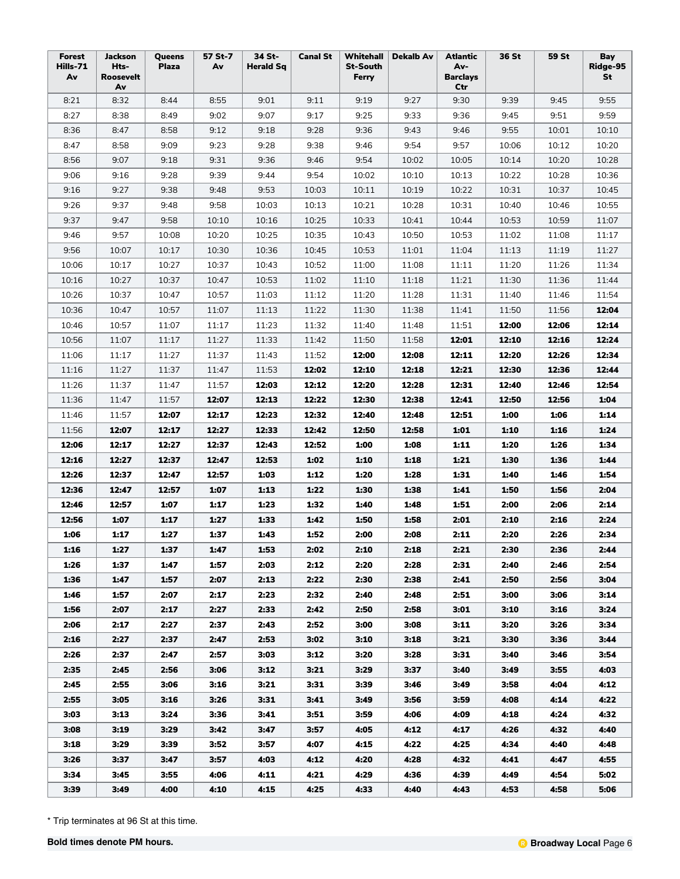| Forest Hills-71 Av | Jackson Hts-Roosevelt Av | Queens Plaza | 57 St-7 Av | 34 St-Herald Sq | Canal St | Whitehall St-South Ferry | Dekalb Av | Atlantic Av-Barclays Ctr | 36 St | 59 St | Bay Ridge-95 St |
|---|---|---|---|---|---|---|---|---|---|---|---|
| 8:21 | 8:32 | 8:44 | 8:55 | 9:01 | 9:11 | 9:19 | 9:27 | 9:30 | 9:39 | 9:45 | 9:55 |
| 8:27 | 8:38 | 8:49 | 9:02 | 9:07 | 9:17 | 9:25 | 9:33 | 9:36 | 9:45 | 9:51 | 9:59 |
| 8:36 | 8:47 | 8:58 | 9:12 | 9:18 | 9:28 | 9:36 | 9:43 | 9:46 | 9:55 | 10:01 | 10:10 |
| 8:47 | 8:58 | 9:09 | 9:23 | 9:28 | 9:38 | 9:46 | 9:54 | 9:57 | 10:06 | 10:12 | 10:20 |
| 8:56 | 9:07 | 9:18 | 9:31 | 9:36 | 9:46 | 9:54 | 10:02 | 10:05 | 10:14 | 10:20 | 10:28 |
| 9:06 | 9:16 | 9:28 | 9:39 | 9:44 | 9:54 | 10:02 | 10:10 | 10:13 | 10:22 | 10:28 | 10:36 |
| 9:16 | 9:27 | 9:38 | 9:48 | 9:53 | 10:03 | 10:11 | 10:19 | 10:22 | 10:31 | 10:37 | 10:45 |
| 9:26 | 9:37 | 9:48 | 9:58 | 10:03 | 10:13 | 10:21 | 10:28 | 10:31 | 10:40 | 10:46 | 10:55 |
| 9:37 | 9:47 | 9:58 | 10:10 | 10:16 | 10:25 | 10:33 | 10:41 | 10:44 | 10:53 | 10:59 | 11:07 |
| 9:46 | 9:57 | 10:08 | 10:20 | 10:25 | 10:35 | 10:43 | 10:50 | 10:53 | 11:02 | 11:08 | 11:17 |
| 9:56 | 10:07 | 10:17 | 10:30 | 10:36 | 10:45 | 10:53 | 11:01 | 11:04 | 11:13 | 11:19 | 11:27 |
| 10:06 | 10:17 | 10:27 | 10:37 | 10:43 | 10:52 | 11:00 | 11:08 | 11:11 | 11:20 | 11:26 | 11:34 |
| 10:16 | 10:27 | 10:37 | 10:47 | 10:53 | 11:02 | 11:10 | 11:18 | 11:21 | 11:30 | 11:36 | 11:44 |
| 10:26 | 10:37 | 10:47 | 10:57 | 11:03 | 11:12 | 11:20 | 11:28 | 11:31 | 11:40 | 11:46 | 11:54 |
| 10:36 | 10:47 | 10:57 | 11:07 | 11:13 | 11:22 | 11:30 | 11:38 | 11:41 | 11:50 | 11:56 | **12:04** |
| 10:46 | 10:57 | 11:07 | 11:17 | 11:23 | 11:32 | 11:40 | 11:48 | 11:51 | **12:00** | **12:06** | **12:14** |
| 10:56 | 11:07 | 11:17 | 11:27 | 11:33 | 11:42 | 11:50 | 11:58 | **12:01** | **12:10** | **12:16** | **12:24** |
| 11:06 | 11:17 | 11:27 | 11:37 | 11:43 | 11:52 | **12:00** | **12:08** | **12:11** | **12:20** | **12:26** | **12:34** |
| 11:16 | 11:27 | 11:37 | 11:47 | 11:53 | **12:02** | **12:10** | **12:18** | **12:21** | **12:30** | **12:36** | **12:44** |
| 11:26 | 11:37 | 11:47 | 11:57 | **12:03** | **12:12** | **12:20** | **12:28** | **12:31** | **12:40** | **12:46** | **12:54** |
| 11:36 | 11:47 | 11:57 | **12:07** | **12:13** | **12:22** | **12:30** | **12:38** | **12:41** | **12:50** | **12:56** | **1:04** |
| 11:46 | 11:57 | **12:07** | **12:17** | **12:23** | **12:32** | **12:40** | **12:48** | **12:51** | **1:00** | **1:06** | **1:14** |
| 11:56 | **12:07** | **12:17** | **12:27** | **12:33** | **12:42** | **12:50** | **12:58** | **1:01** | **1:10** | **1:16** | **1:24** |
| **12:06** | **12:17** | **12:27** | **12:37** | **12:43** | **12:52** | **1:00** | **1:08** | **1:11** | **1:20** | **1:26** | **1:34** |
| **12:16** | **12:27** | **12:37** | **12:47** | **12:53** | **1:02** | **1:10** | **1:18** | **1:21** | **1:30** | **1:36** | **1:44** |
| **12:26** | **12:37** | **12:47** | **12:57** | **1:03** | **1:12** | **1:20** | **1:28** | **1:31** | **1:40** | **1:46** | **1:54** |
| **12:36** | **12:47** | **12:57** | **1:07** | **1:13** | **1:22** | **1:30** | **1:38** | **1:41** | **1:50** | **1:56** | **2:04** |
| **12:46** | **12:57** | **1:07** | **1:17** | **1:23** | **1:32** | **1:40** | **1:48** | **1:51** | **2:00** | **2:06** | **2:14** |
| **12:56** | **1:07** | **1:17** | **1:27** | **1:33** | **1:42** | **1:50** | **1:58** | **2:01** | **2:10** | **2:16** | **2:24** |
| **1:06** | **1:17** | **1:27** | **1:37** | **1:43** | **1:52** | **2:00** | **2:08** | **2:11** | **2:20** | **2:26** | **2:34** |
| **1:16** | **1:27** | **1:37** | **1:47** | **1:53** | **2:02** | **2:10** | **2:18** | **2:21** | **2:30** | **2:36** | **2:44** |
| **1:26** | **1:37** | **1:47** | **1:57** | **2:03** | **2:12** | **2:20** | **2:28** | **2:31** | **2:40** | **2:46** | **2:54** |
| **1:36** | **1:47** | **1:57** | **2:07** | **2:13** | **2:22** | **2:30** | **2:38** | **2:41** | **2:50** | **2:56** | **3:04** |
| **1:46** | **1:57** | **2:07** | **2:17** | **2:23** | **2:32** | **2:40** | **2:48** | **2:51** | **3:00** | **3:06** | **3:14** |
| **1:56** | **2:07** | **2:17** | **2:27** | **2:33** | **2:42** | **2:50** | **2:58** | **3:01** | **3:10** | **3:16** | **3:24** |
| **2:06** | **2:17** | **2:27** | **2:37** | **2:43** | **2:52** | **3:00** | **3:08** | **3:11** | **3:20** | **3:26** | **3:34** |
| **2:16** | **2:27** | **2:37** | **2:47** | **2:53** | **3:02** | **3:10** | **3:18** | **3:21** | **3:30** | **3:36** | **3:44** |
| **2:26** | **2:37** | **2:47** | **2:57** | **3:03** | **3:12** | **3:20** | **3:28** | **3:31** | **3:40** | **3:46** | **3:54** |
| **2:35** | **2:45** | **2:56** | **3:06** | **3:12** | **3:21** | **3:29** | **3:37** | **3:40** | **3:49** | **3:55** | **4:03** |
| **2:45** | **2:55** | **3:06** | **3:16** | **3:21** | **3:31** | **3:39** | **3:46** | **3:49** | **3:58** | **4:04** | **4:12** |
| **2:55** | **3:05** | **3:16** | **3:26** | **3:31** | **3:41** | **3:49** | **3:56** | **3:59** | **4:08** | **4:14** | **4:22** |
| **3:03** | **3:13** | **3:24** | **3:36** | **3:41** | **3:51** | **3:59** | **4:06** | **4:09** | **4:18** | **4:24** | **4:32** |
| **3:08** | **3:19** | **3:29** | **3:42** | **3:47** | **3:57** | **4:05** | **4:12** | **4:17** | **4:26** | **4:32** | **4:40** |
| **3:18** | **3:29** | **3:39** | **3:52** | **3:57** | **4:07** | **4:15** | **4:22** | **4:25** | **4:34** | **4:40** | **4:48** |
| **3:26** | **3:37** | **3:47** | **3:57** | **4:03** | **4:12** | **4:20** | **4:28** | **4:32** | **4:41** | **4:47** | **4:55** |
| **3:34** | **3:45** | **3:55** | **4:06** | **4:11** | **4:21** | **4:29** | **4:36** | **4:39** | **4:49** | **4:54** | **5:02** |
| **3:39** | **3:49** | **4:00** | **4:10** | **4:15** | **4:25** | **4:33** | **4:40** | **4:43** | **4:53** | **4:58** | **5:06** |

* Trip terminates at 96 St at this time.

**Bold times denote PM hours.**

**Broadway Local**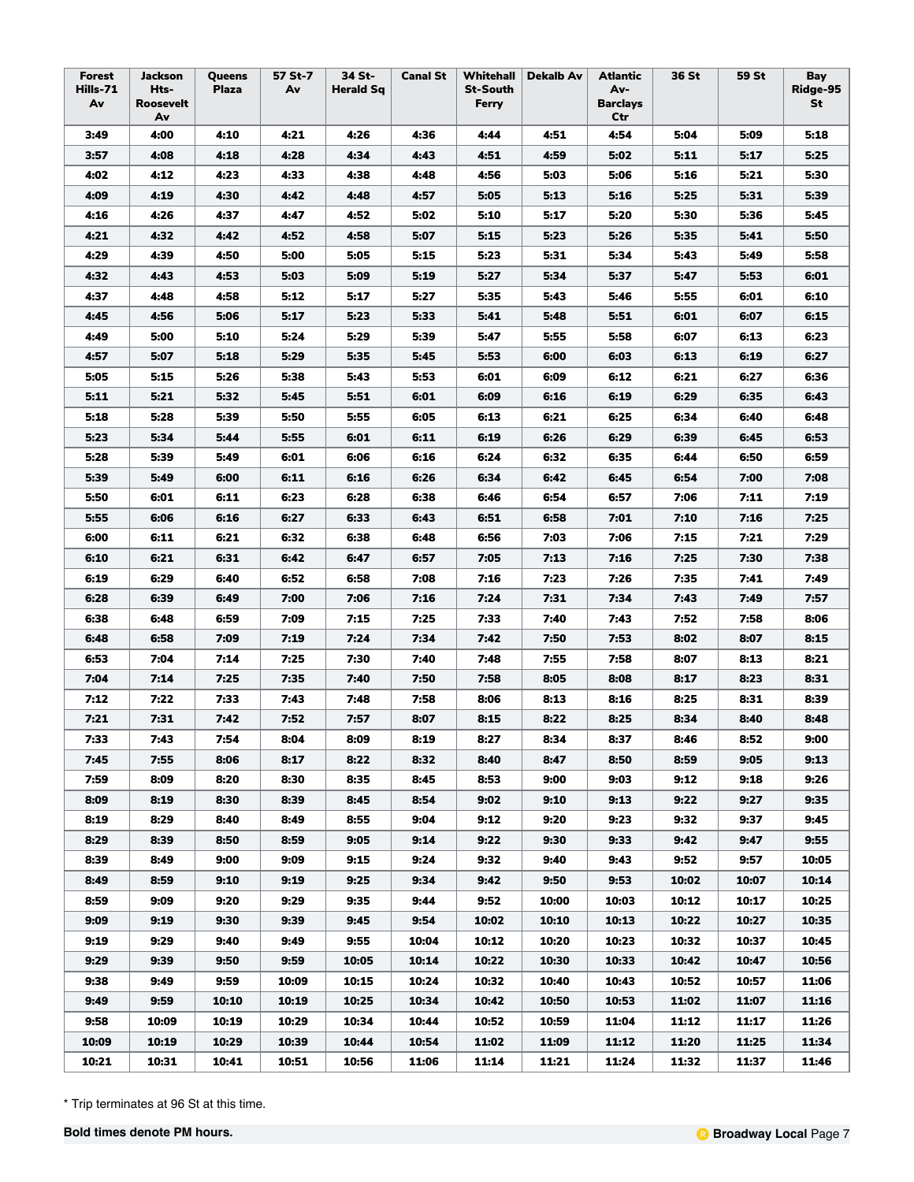| Forest Hills-71 Av | Jackson Hts-Roosevelt Av | Queens Plaza | 57 St-7 Av | 34 St-Herald Sq | Canal St | Whitehall St-South Ferry | Dekalb Av | Atlantic Av-Barclays Ctr | 36 St | 59 St | Bay Ridge-95 St |
|---|---|---|---|---|---|---|---|---|---|---|---|
| **3:49** | **4:00** | **4:10** | **4:21** | **4:26** | **4:36** | **4:44** | **4:51** | **4:54** | **5:04** | **5:09** | **5:18** |
| **3:57** | **4:08** | **4:18** | **4:28** | **4:34** | **4:43** | **4:51** | **4:59** | **5:02** | **5:11** | **5:17** | **5:25** |
| **4:02** | **4:12** | **4:23** | **4:33** | **4:38** | **4:48** | **4:56** | **5:03** | **5:06** | **5:16** | **5:21** | **5:30** |
| **4:09** | **4:19** | **4:30** | **4:42** | **4:48** | **4:57** | **5:05** | **5:13** | **5:16** | **5:25** | **5:31** | **5:39** |
| **4:16** | **4:26** | **4:37** | **4:47** | **4:52** | **5:02** | **5:10** | **5:17** | **5:20** | **5:30** | **5:36** | **5:45** |
| **4:21** | **4:32** | **4:42** | **4:52** | **4:58** | **5:07** | **5:15** | **5:23** | **5:26** | **5:35** | **5:41** | **5:50** |
| **4:29** | **4:39** | **4:50** | **5:00** | **5:05** | **5:15** | **5:23** | **5:31** | **5:34** | **5:43** | **5:49** | **5:58** |
| **4:32** | **4:43** | **4:53** | **5:03** | **5:09** | **5:19** | **5:27** | **5:34** | **5:37** | **5:47** | **5:53** | **6:01** |
| **4:37** | **4:48** | **4:58** | **5:12** | **5:17** | **5:27** | **5:35** | **5:43** | **5:46** | **5:55** | **6:01** | **6:10** |
| **4:45** | **4:56** | **5:06** | **5:17** | **5:23** | **5:33** | **5:41** | **5:48** | **5:51** | **6:01** | **6:07** | **6:15** |
| **4:49** | **5:00** | **5:10** | **5:24** | **5:29** | **5:39** | **5:47** | **5:55** | **5:58** | **6:07** | **6:13** | **6:23** |
| **4:57** | **5:07** | **5:18** | **5:29** | **5:35** | **5:45** | **5:53** | **6:00** | **6:03** | **6:13** | **6:19** | **6:27** |
| **5:05** | **5:15** | **5:26** | **5:38** | **5:43** | **5:53** | **6:01** | **6:09** | **6:12** | **6:21** | **6:27** | **6:36** |
| **5:11** | **5:21** | **5:32** | **5:45** | **5:51** | **6:01** | **6:09** | **6:16** | **6:19** | **6:29** | **6:35** | **6:43** |
| **5:18** | **5:28** | **5:39** | **5:50** | **5:55** | **6:05** | **6:13** | **6:21** | **6:25** | **6:34** | **6:40** | **6:48** |
| **5:23** | **5:34** | **5:44** | **5:55** | **6:01** | **6:11** | **6:19** | **6:26** | **6:29** | **6:39** | **6:45** | **6:53** |
| **5:28** | **5:39** | **5:49** | **6:01** | **6:06** | **6:16** | **6:24** | **6:32** | **6:35** | **6:44** | **6:50** | **6:59** |
| **5:39** | **5:49** | **6:00** | **6:11** | **6:16** | **6:26** | **6:34** | **6:42** | **6:45** | **6:54** | **7:00** | **7:08** |
| **5:50** | **6:01** | **6:11** | **6:23** | **6:28** | **6:38** | **6:46** | **6:54** | **6:57** | **7:06** | **7:11** | **7:19** |
| **5:55** | **6:06** | **6:16** | **6:27** | **6:33** | **6:43** | **6:51** | **6:58** | **7:01** | **7:10** | **7:16** | **7:25** |
| **6:00** | **6:11** | **6:21** | **6:32** | **6:38** | **6:48** | **6:56** | **7:03** | **7:06** | **7:15** | **7:21** | **7:29** |
| **6:10** | **6:21** | **6:31** | **6:42** | **6:47** | **6:57** | **7:05** | **7:13** | **7:16** | **7:25** | **7:30** | **7:38** |
| **6:19** | **6:29** | **6:40** | **6:52** | **6:58** | **7:08** | **7:16** | **7:23** | **7:26** | **7:35** | **7:41** | **7:49** |
| **6:28** | **6:39** | **6:49** | **7:00** | **7:06** | **7:16** | **7:24** | **7:31** | **7:34** | **7:43** | **7:49** | **7:57** |
| **6:38** | **6:48** | **6:59** | **7:09** | **7:15** | **7:25** | **7:33** | **7:40** | **7:43** | **7:52** | **7:58** | **8:06** |
| **6:48** | **6:58** | **7:09** | **7:19** | **7:24** | **7:34** | **7:42** | **7:50** | **7:53** | **8:02** | **8:07** | **8:15** |
| **6:53** | **7:04** | **7:14** | **7:25** | **7:30** | **7:40** | **7:48** | **7:55** | **7:58** | **8:07** | **8:13** | **8:21** |
| **7:04** | **7:14** | **7:25** | **7:35** | **7:40** | **7:50** | **7:58** | **8:05** | **8:08** | **8:17** | **8:23** | **8:31** |
| **7:12** | **7:22** | **7:33** | **7:43** | **7:48** | **7:58** | **8:06** | **8:13** | **8:16** | **8:25** | **8:31** | **8:39** |
| **7:21** | **7:31** | **7:42** | **7:52** | **7:57** | **8:07** | **8:15** | **8:22** | **8:25** | **8:34** | **8:40** | **8:48** |
| **7:33** | **7:43** | **7:54** | **8:04** | **8:09** | **8:19** | **8:27** | **8:34** | **8:37** | **8:46** | **8:52** | **9:00** |
| **7:45** | **7:55** | **8:06** | **8:17** | **8:22** | **8:32** | **8:40** | **8:47** | **8:50** | **8:59** | **9:05** | **9:13** |
| **7:59** | **8:09** | **8:20** | **8:30** | **8:35** | **8:45** | **8:53** | **9:00** | **9:03** | **9:12** | **9:18** | **9:26** |
| **8:09** | **8:19** | **8:30** | **8:39** | **8:45** | **8:54** | **9:02** | **9:10** | **9:13** | **9:22** | **9:27** | **9:35** |
| **8:19** | **8:29** | **8:40** | **8:49** | **8:55** | **9:04** | **9:12** | **9:20** | **9:23** | **9:32** | **9:37** | **9:45** |
| **8:29** | **8:39** | **8:50** | **8:59** | **9:05** | **9:14** | **9:22** | **9:30** | **9:33** | **9:42** | **9:47** | **9:55** |
| **8:39** | **8:49** | **9:00** | **9:09** | **9:15** | **9:24** | **9:32** | **9:40** | **9:43** | **9:52** | **9:57** | **10:05** |
| **8:49** | **8:59** | **9:10** | **9:19** | **9:25** | **9:34** | **9:42** | **9:50** | **9:53** | **10:02** | **10:07** | **10:14** |
| **8:59** | **9:09** | **9:20** | **9:29** | **9:35** | **9:44** | **9:52** | **10:00** | **10:03** | **10:12** | **10:17** | **10:25** |
| **9:09** | **9:19** | **9:30** | **9:39** | **9:45** | **9:54** | **10:02** | **10:10** | **10:13** | **10:22** | **10:27** | **10:35** |
| **9:19** | **9:29** | **9:40** | **9:49** | **9:55** | **10:04** | **10:12** | **10:20** | **10:23** | **10:32** | **10:37** | **10:45** |
| **9:29** | **9:39** | **9:50** | **9:59** | **10:05** | **10:14** | **10:22** | **10:30** | **10:33** | **10:42** | **10:47** | **10:56** |
| **9:38** | **9:49** | **9:59** | **10:09** | **10:15** | **10:24** | **10:32** | **10:40** | **10:43** | **10:52** | **10:57** | **11:06** |
| **9:49** | **9:59** | **10:10** | **10:19** | **10:25** | **10:34** | **10:42** | **10:50** | **10:53** | **11:02** | **11:07** | **11:16** |
| **9:58** | **10:09** | **10:19** | **10:29** | **10:34** | **10:44** | **10:52** | **10:59** | **11:04** | **11:12** | **11:17** | **11:26** |
| **10:09** | **10:19** | **10:29** | **10:39** | **10:44** | **10:54** | **11:02** | **11:09** | **11:12** | **11:20** | **11:25** | **11:34** |
| **10:21** | **10:31** | **10:41** | **10:51** | **10:56** | **11:06** | **11:14** | **11:21** | **11:24** | **11:32** | **11:37** | **11:46** |

* Trip terminates at 96 St at this time.

**Bold times denote PM hours.**

**Broadway Local**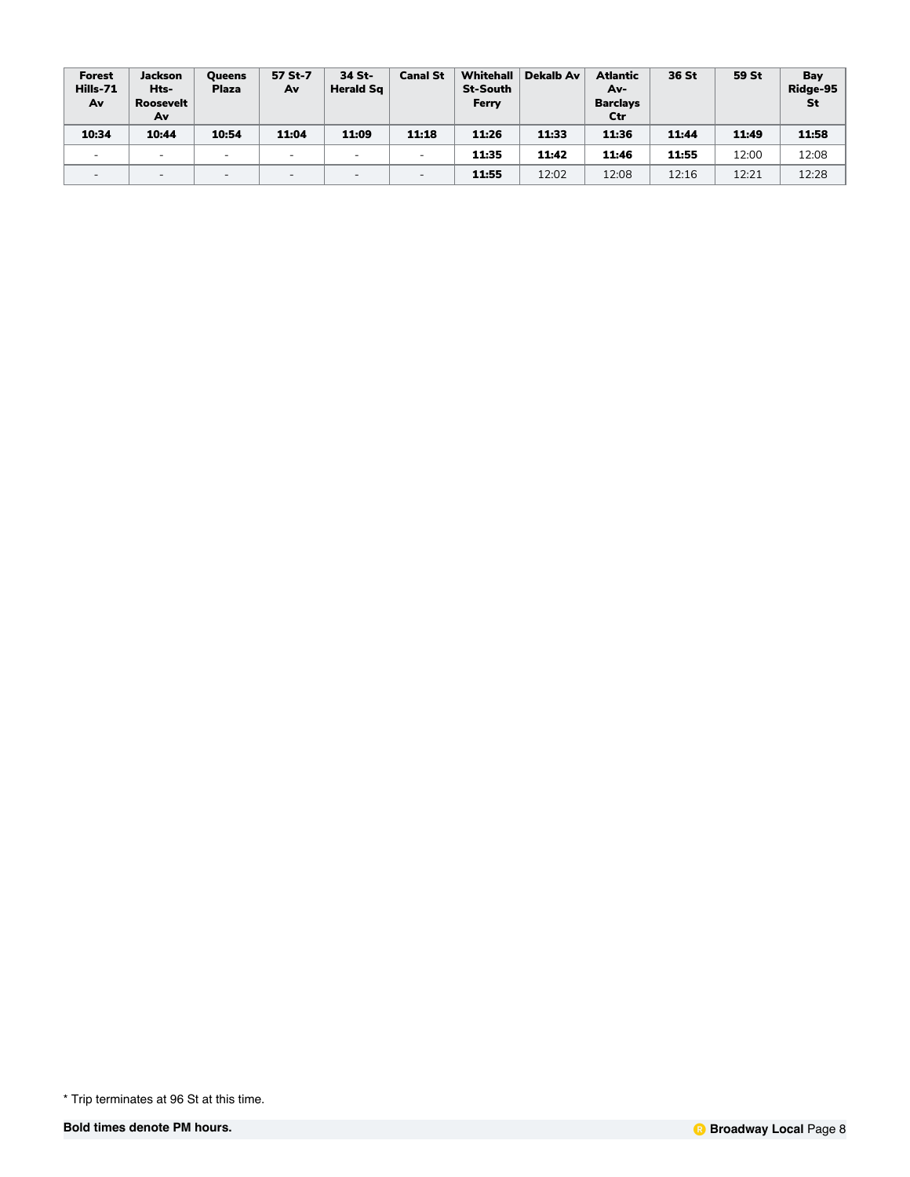| Forest Hills-71 Av | Jackson Hts-Roosevelt Av | Queens Plaza | 57 St-7 Av | 34 St-Herald Sq | Canal St | Whitehall St-South Ferry | Dekalb Av | Atlantic Av-Barclays Ctr | 36 St | 59 St | Bay Ridge-95 St |
|---|---|---|---|---|---|---|---|---|---|---|---|
| **10:34** | **10:44** | **10:54** | **11:04** | **11:09** | **11:18** | **11:26** | **11:33** | **11:36** | **11:44** | **11:49** | **11:58** |
| - | - | - | - | - | - | **11:35** | **11:42** | **11:46** | **11:55** | 12:00 | 12:08 |
| - | - | - | - | - | - | **11:55** | 12:02 | 12:08 | 12:16 | 12:21 | 12:28 |

* Trip terminates at 96 St at this time.

**Bold times denote PM hours.**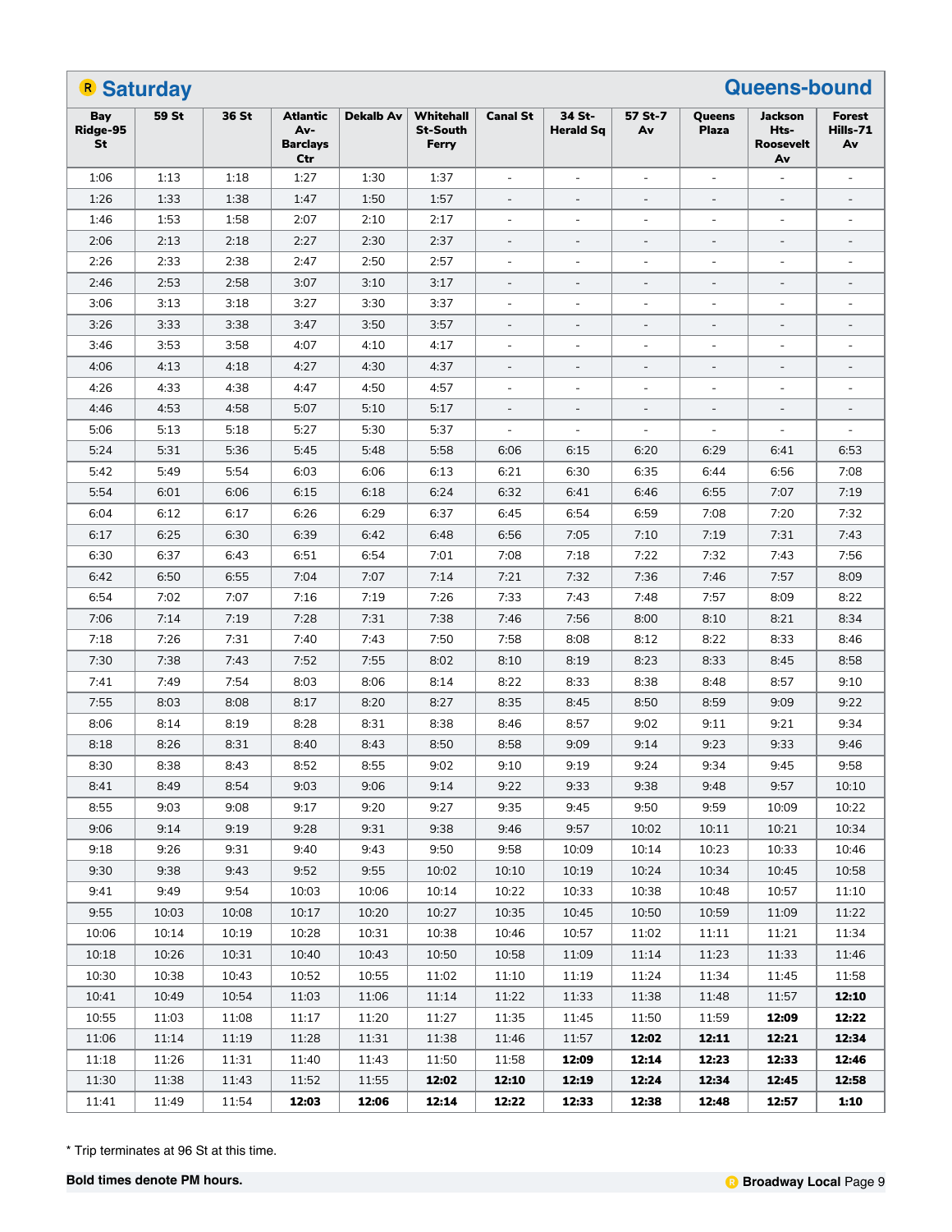## R Saturday — Queens-bound

| Bay Ridge-95 St | 59 St | 36 St | Atlantic Av-Barclays Ctr | Dekalb Av | Whitehall St-South Ferry | Canal St | 34 St-Herald Sq | 57 St-7 Av | Queens Plaza | Jackson Hts-Roosevelt Av | Forest Hills-71 Av |
|---|---|---|---|---|---|---|---|---|---|---|---|
| 1:06 | 1:13 | 1:18 | 1:27 | 1:30 | 1:37 | - | - | - | - | - | - |
| 1:26 | 1:33 | 1:38 | 1:47 | 1:50 | 1:57 | - | - | - | - | - | - |
| 1:46 | 1:53 | 1:58 | 2:07 | 2:10 | 2:17 | - | - | - | - | - | - |
| 2:06 | 2:13 | 2:18 | 2:27 | 2:30 | 2:37 | - | - | - | - | - | - |
| 2:26 | 2:33 | 2:38 | 2:47 | 2:50 | 2:57 | - | - | - | - | - | - |
| 2:46 | 2:53 | 2:58 | 3:07 | 3:10 | 3:17 | - | - | - | - | - | - |
| 3:06 | 3:13 | 3:18 | 3:27 | 3:30 | 3:37 | - | - | - | - | - | - |
| 3:26 | 3:33 | 3:38 | 3:47 | 3:50 | 3:57 | - | - | - | - | - | - |
| 3:46 | 3:53 | 3:58 | 4:07 | 4:10 | 4:17 | - | - | - | - | - | - |
| 4:06 | 4:13 | 4:18 | 4:27 | 4:30 | 4:37 | - | - | - | - | - | - |
| 4:26 | 4:33 | 4:38 | 4:47 | 4:50 | 4:57 | - | - | - | - | - | - |
| 4:46 | 4:53 | 4:58 | 5:07 | 5:10 | 5:17 | - | - | - | - | - | - |
| 5:06 | 5:13 | 5:18 | 5:27 | 5:30 | 5:37 | - | - | - | - | - | - |
| 5:24 | 5:31 | 5:36 | 5:45 | 5:48 | 5:58 | 6:06 | 6:15 | 6:20 | 6:29 | 6:41 | 6:53 |
| 5:42 | 5:49 | 5:54 | 6:03 | 6:06 | 6:13 | 6:21 | 6:30 | 6:35 | 6:44 | 6:56 | 7:08 |
| 5:54 | 6:01 | 6:06 | 6:15 | 6:18 | 6:24 | 6:32 | 6:41 | 6:46 | 6:55 | 7:07 | 7:19 |
| 6:04 | 6:12 | 6:17 | 6:26 | 6:29 | 6:37 | 6:45 | 6:54 | 6:59 | 7:08 | 7:20 | 7:32 |
| 6:17 | 6:25 | 6:30 | 6:39 | 6:42 | 6:48 | 6:56 | 7:05 | 7:10 | 7:19 | 7:31 | 7:43 |
| 6:30 | 6:37 | 6:43 | 6:51 | 6:54 | 7:01 | 7:08 | 7:18 | 7:22 | 7:32 | 7:43 | 7:56 |
| 6:42 | 6:50 | 6:55 | 7:04 | 7:07 | 7:14 | 7:21 | 7:32 | 7:36 | 7:46 | 7:57 | 8:09 |
| 6:54 | 7:02 | 7:07 | 7:16 | 7:19 | 7:26 | 7:33 | 7:43 | 7:48 | 7:57 | 8:09 | 8:22 |
| 7:06 | 7:14 | 7:19 | 7:28 | 7:31 | 7:38 | 7:46 | 7:56 | 8:00 | 8:10 | 8:21 | 8:34 |
| 7:18 | 7:26 | 7:31 | 7:40 | 7:43 | 7:50 | 7:58 | 8:08 | 8:12 | 8:22 | 8:33 | 8:46 |
| 7:30 | 7:38 | 7:43 | 7:52 | 7:55 | 8:02 | 8:10 | 8:19 | 8:23 | 8:33 | 8:45 | 8:58 |
| 7:41 | 7:49 | 7:54 | 8:03 | 8:06 | 8:14 | 8:22 | 8:33 | 8:38 | 8:48 | 8:57 | 9:10 |
| 7:55 | 8:03 | 8:08 | 8:17 | 8:20 | 8:27 | 8:35 | 8:45 | 8:50 | 8:59 | 9:09 | 9:22 |
| 8:06 | 8:14 | 8:19 | 8:28 | 8:31 | 8:38 | 8:46 | 8:57 | 9:02 | 9:11 | 9:21 | 9:34 |
| 8:18 | 8:26 | 8:31 | 8:40 | 8:43 | 8:50 | 8:58 | 9:09 | 9:14 | 9:23 | 9:33 | 9:46 |
| 8:30 | 8:38 | 8:43 | 8:52 | 8:55 | 9:02 | 9:10 | 9:19 | 9:24 | 9:34 | 9:45 | 9:58 |
| 8:41 | 8:49 | 8:54 | 9:03 | 9:06 | 9:14 | 9:22 | 9:33 | 9:38 | 9:48 | 9:57 | 10:10 |
| 8:55 | 9:03 | 9:08 | 9:17 | 9:20 | 9:27 | 9:35 | 9:45 | 9:50 | 9:59 | 10:09 | 10:22 |
| 9:06 | 9:14 | 9:19 | 9:28 | 9:31 | 9:38 | 9:46 | 9:57 | 10:02 | 10:11 | 10:21 | 10:34 |
| 9:18 | 9:26 | 9:31 | 9:40 | 9:43 | 9:50 | 9:58 | 10:09 | 10:14 | 10:23 | 10:33 | 10:46 |
| 9:30 | 9:38 | 9:43 | 9:52 | 9:55 | 10:02 | 10:10 | 10:19 | 10:24 | 10:34 | 10:45 | 10:58 |
| 9:41 | 9:49 | 9:54 | 10:03 | 10:06 | 10:14 | 10:22 | 10:33 | 10:38 | 10:48 | 10:57 | 11:10 |
| 9:55 | 10:03 | 10:08 | 10:17 | 10:20 | 10:27 | 10:35 | 10:45 | 10:50 | 10:59 | 11:09 | 11:22 |
| 10:06 | 10:14 | 10:19 | 10:28 | 10:31 | 10:38 | 10:46 | 10:57 | 11:02 | 11:11 | 11:21 | 11:34 |
| 10:18 | 10:26 | 10:31 | 10:40 | 10:43 | 10:50 | 10:58 | 11:09 | 11:14 | 11:23 | 11:33 | 11:46 |
| 10:30 | 10:38 | 10:43 | 10:52 | 10:55 | 11:02 | 11:10 | 11:19 | 11:24 | 11:34 | 11:45 | 11:58 |
| 10:41 | 10:49 | 10:54 | 11:03 | 11:06 | 11:14 | 11:22 | 11:33 | 11:38 | 11:48 | 11:57 | **12:10** |
| 10:55 | 11:03 | 11:08 | 11:17 | 11:20 | 11:27 | 11:35 | 11:45 | 11:50 | 11:59 | **12:09** | **12:22** |
| 11:06 | 11:14 | 11:19 | 11:28 | 11:31 | 11:38 | 11:46 | 11:57 | **12:02** | **12:11** | **12:21** | **12:34** |
| 11:18 | 11:26 | 11:31 | 11:40 | 11:43 | 11:50 | 11:58 | **12:09** | **12:14** | **12:23** | **12:33** | **12:46** |
| 11:30 | 11:38 | 11:43 | 11:52 | 11:55 | **12:02** | **12:10** | **12:19** | **12:24** | **12:34** | **12:45** | **12:58** |
| 11:41 | 11:49 | 11:54 | **12:03** | **12:06** | **12:14** | **12:22** | **12:33** | **12:38** | **12:48** | **12:57** | **1:10** |

* Trip terminates at 96 St at this time.

**Bold times denote PM hours.**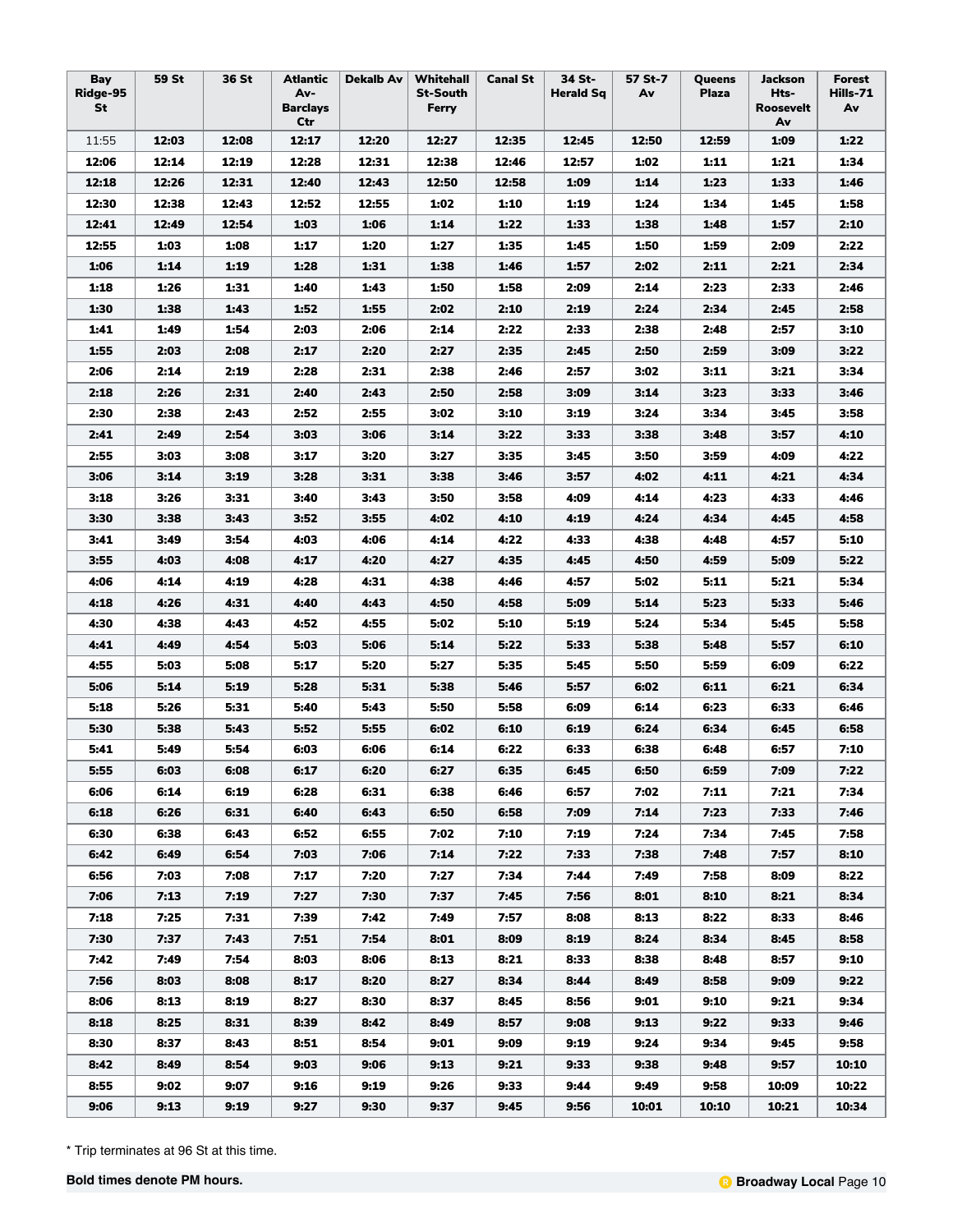| Bay Ridge-95 St | 59 St | 36 St | Atlantic Av-Barclays Ctr | Dekalb Av | Whitehall St-South Ferry | Canal St | 34 St-Herald Sq | 57 St-7 Av | Queens Plaza | Jackson Hts-Roosevelt Av | Forest Hills-71 Av |
|---|---|---|---|---|---|---|---|---|---|---|---|
| 11:55 | **12:03** | **12:08** | **12:17** | **12:20** | **12:27** | **12:35** | **12:45** | **12:50** | **12:59** | **1:09** | **1:22** |
| **12:06** | **12:14** | **12:19** | **12:28** | **12:31** | **12:38** | **12:46** | **12:57** | **1:02** | **1:11** | **1:21** | **1:34** |
| **12:18** | **12:26** | **12:31** | **12:40** | **12:43** | **12:50** | **12:58** | **1:09** | **1:14** | **1:23** | **1:33** | **1:46** |
| **12:30** | **12:38** | **12:43** | **12:52** | **12:55** | **1:02** | **1:10** | **1:19** | **1:24** | **1:34** | **1:45** | **1:58** |
| **12:41** | **12:49** | **12:54** | **1:03** | **1:06** | **1:14** | **1:22** | **1:33** | **1:38** | **1:48** | **1:57** | **2:10** |
| **12:55** | **1:03** | **1:08** | **1:17** | **1:20** | **1:27** | **1:35** | **1:45** | **1:50** | **1:59** | **2:09** | **2:22** |
| **1:06** | **1:14** | **1:19** | **1:28** | **1:31** | **1:38** | **1:46** | **1:57** | **2:02** | **2:11** | **2:21** | **2:34** |
| **1:18** | **1:26** | **1:31** | **1:40** | **1:43** | **1:50** | **1:58** | **2:09** | **2:14** | **2:23** | **2:33** | **2:46** |
| **1:30** | **1:38** | **1:43** | **1:52** | **1:55** | **2:02** | **2:10** | **2:19** | **2:24** | **2:34** | **2:45** | **2:58** |
| **1:41** | **1:49** | **1:54** | **2:03** | **2:06** | **2:14** | **2:22** | **2:33** | **2:38** | **2:48** | **2:57** | **3:10** |
| **1:55** | **2:03** | **2:08** | **2:17** | **2:20** | **2:27** | **2:35** | **2:45** | **2:50** | **2:59** | **3:09** | **3:22** |
| **2:06** | **2:14** | **2:19** | **2:28** | **2:31** | **2:38** | **2:46** | **2:57** | **3:02** | **3:11** | **3:21** | **3:34** |
| **2:18** | **2:26** | **2:31** | **2:40** | **2:43** | **2:50** | **2:58** | **3:09** | **3:14** | **3:23** | **3:33** | **3:46** |
| **2:30** | **2:38** | **2:43** | **2:52** | **2:55** | **3:02** | **3:10** | **3:19** | **3:24** | **3:34** | **3:45** | **3:58** |
| **2:41** | **2:49** | **2:54** | **3:03** | **3:06** | **3:14** | **3:22** | **3:33** | **3:38** | **3:48** | **3:57** | **4:10** |
| **2:55** | **3:03** | **3:08** | **3:17** | **3:20** | **3:27** | **3:35** | **3:45** | **3:50** | **3:59** | **4:09** | **4:22** |
| **3:06** | **3:14** | **3:19** | **3:28** | **3:31** | **3:38** | **3:46** | **3:57** | **4:02** | **4:11** | **4:21** | **4:34** |
| **3:18** | **3:26** | **3:31** | **3:40** | **3:43** | **3:50** | **3:58** | **4:09** | **4:14** | **4:23** | **4:33** | **4:46** |
| **3:30** | **3:38** | **3:43** | **3:52** | **3:55** | **4:02** | **4:10** | **4:19** | **4:24** | **4:34** | **4:45** | **4:58** |
| **3:41** | **3:49** | **3:54** | **4:03** | **4:06** | **4:14** | **4:22** | **4:33** | **4:38** | **4:48** | **4:57** | **5:10** |
| **3:55** | **4:03** | **4:08** | **4:17** | **4:20** | **4:27** | **4:35** | **4:45** | **4:50** | **4:59** | **5:09** | **5:22** |
| **4:06** | **4:14** | **4:19** | **4:28** | **4:31** | **4:38** | **4:46** | **4:57** | **5:02** | **5:11** | **5:21** | **5:34** |
| **4:18** | **4:26** | **4:31** | **4:40** | **4:43** | **4:50** | **4:58** | **5:09** | **5:14** | **5:23** | **5:33** | **5:46** |
| **4:30** | **4:38** | **4:43** | **4:52** | **4:55** | **5:02** | **5:10** | **5:19** | **5:24** | **5:34** | **5:45** | **5:58** |
| **4:41** | **4:49** | **4:54** | **5:03** | **5:06** | **5:14** | **5:22** | **5:33** | **5:38** | **5:48** | **5:57** | **6:10** |
| **4:55** | **5:03** | **5:08** | **5:17** | **5:20** | **5:27** | **5:35** | **5:45** | **5:50** | **5:59** | **6:09** | **6:22** |
| **5:06** | **5:14** | **5:19** | **5:28** | **5:31** | **5:38** | **5:46** | **5:57** | **6:02** | **6:11** | **6:21** | **6:34** |
| **5:18** | **5:26** | **5:31** | **5:40** | **5:43** | **5:50** | **5:58** | **6:09** | **6:14** | **6:23** | **6:33** | **6:46** |
| **5:30** | **5:38** | **5:43** | **5:52** | **5:55** | **6:02** | **6:10** | **6:19** | **6:24** | **6:34** | **6:45** | **6:58** |
| **5:41** | **5:49** | **5:54** | **6:03** | **6:06** | **6:14** | **6:22** | **6:33** | **6:38** | **6:48** | **6:57** | **7:10** |
| **5:55** | **6:03** | **6:08** | **6:17** | **6:20** | **6:27** | **6:35** | **6:45** | **6:50** | **6:59** | **7:09** | **7:22** |
| **6:06** | **6:14** | **6:19** | **6:28** | **6:31** | **6:38** | **6:46** | **6:57** | **7:02** | **7:11** | **7:21** | **7:34** |
| **6:18** | **6:26** | **6:31** | **6:40** | **6:43** | **6:50** | **6:58** | **7:09** | **7:14** | **7:23** | **7:33** | **7:46** |
| **6:30** | **6:38** | **6:43** | **6:52** | **6:55** | **7:02** | **7:10** | **7:19** | **7:24** | **7:34** | **7:45** | **7:58** |
| **6:42** | **6:49** | **6:54** | **7:03** | **7:06** | **7:14** | **7:22** | **7:33** | **7:38** | **7:48** | **7:57** | **8:10** |
| **6:56** | **7:03** | **7:08** | **7:17** | **7:20** | **7:27** | **7:34** | **7:44** | **7:49** | **7:58** | **8:09** | **8:22** |
| **7:06** | **7:13** | **7:19** | **7:27** | **7:30** | **7:37** | **7:45** | **7:56** | **8:01** | **8:10** | **8:21** | **8:34** |
| **7:18** | **7:25** | **7:31** | **7:39** | **7:42** | **7:49** | **7:57** | **8:08** | **8:13** | **8:22** | **8:33** | **8:46** |
| **7:30** | **7:37** | **7:43** | **7:51** | **7:54** | **8:01** | **8:09** | **8:19** | **8:24** | **8:34** | **8:45** | **8:58** |
| **7:42** | **7:49** | **7:54** | **8:03** | **8:06** | **8:13** | **8:21** | **8:33** | **8:38** | **8:48** | **8:57** | **9:10** |
| **7:56** | **8:03** | **8:08** | **8:17** | **8:20** | **8:27** | **8:34** | **8:44** | **8:49** | **8:58** | **9:09** | **9:22** |
| **8:06** | **8:13** | **8:19** | **8:27** | **8:30** | **8:37** | **8:45** | **8:56** | **9:01** | **9:10** | **9:21** | **9:34** |
| **8:18** | **8:25** | **8:31** | **8:39** | **8:42** | **8:49** | **8:57** | **9:08** | **9:13** | **9:22** | **9:33** | **9:46** |
| **8:30** | **8:37** | **8:43** | **8:51** | **8:54** | **9:01** | **9:09** | **9:19** | **9:24** | **9:34** | **9:45** | **9:58** |
| **8:42** | **8:49** | **8:54** | **9:03** | **9:06** | **9:13** | **9:21** | **9:33** | **9:38** | **9:48** | **9:57** | **10:10** |
| **8:55** | **9:02** | **9:07** | **9:16** | **9:19** | **9:26** | **9:33** | **9:44** | **9:49** | **9:58** | **10:09** | **10:22** |
| **9:06** | **9:13** | **9:19** | **9:27** | **9:30** | **9:37** | **9:45** | **9:56** | **10:01** | **10:10** | **10:21** | **10:34** |

* Trip terminates at 96 St at this time.

**Bold times denote PM hours.**

**Broadway Local**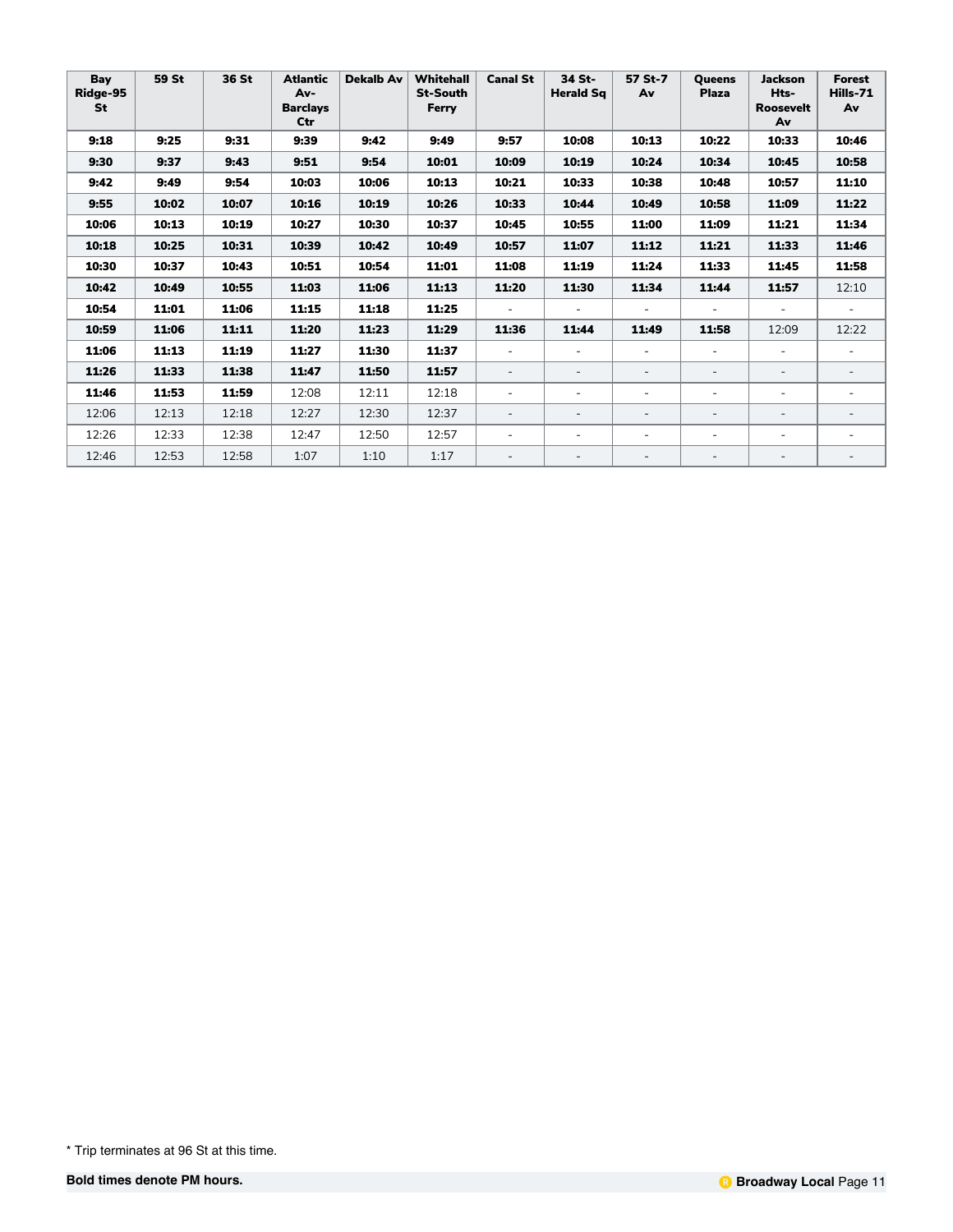| Bay Ridge-95 St | 59 St | 36 St | Atlantic Av-Barclays Ctr | Dekalb Av | Whitehall St-South Ferry | Canal St | 34 St-Herald Sq | 57 St-7 Av | Queens Plaza | Jackson Hts-Roosevelt Av | Forest Hills-71 Av |
|---|---|---|---|---|---|---|---|---|---|---|---|
| **9:18** | **9:25** | **9:31** | **9:39** | **9:42** | **9:49** | **9:57** | **10:08** | **10:13** | **10:22** | **10:33** | **10:46** |
| **9:30** | **9:37** | **9:43** | **9:51** | **9:54** | **10:01** | **10:09** | **10:19** | **10:24** | **10:34** | **10:45** | **10:58** |
| **9:42** | **9:49** | **9:54** | **10:03** | **10:06** | **10:13** | **10:21** | **10:33** | **10:38** | **10:48** | **10:57** | **11:10** |
| **9:55** | **10:02** | **10:07** | **10:16** | **10:19** | **10:26** | **10:33** | **10:44** | **10:49** | **10:58** | **11:09** | **11:22** |
| **10:06** | **10:13** | **10:19** | **10:27** | **10:30** | **10:37** | **10:45** | **10:55** | **11:00** | **11:09** | **11:21** | **11:34** |
| **10:18** | **10:25** | **10:31** | **10:39** | **10:42** | **10:49** | **10:57** | **11:07** | **11:12** | **11:21** | **11:33** | **11:46** |
| **10:30** | **10:37** | **10:43** | **10:51** | **10:54** | **11:01** | **11:08** | **11:19** | **11:24** | **11:33** | **11:45** | **11:58** |
| **10:42** | **10:49** | **10:55** | **11:03** | **11:06** | **11:13** | **11:20** | **11:30** | **11:34** | **11:44** | **11:57** | 12:10 |
| **10:54** | **11:01** | **11:06** | **11:15** | **11:18** | **11:25** | - | - | - | - | - | - |
| **10:59** | **11:06** | **11:11** | **11:20** | **11:23** | **11:29** | **11:36** | **11:44** | **11:49** | **11:58** | 12:09 | 12:22 |
| **11:06** | **11:13** | **11:19** | **11:27** | **11:30** | **11:37** | - | - | - | - | - | - |
| **11:26** | **11:33** | **11:38** | **11:47** | **11:50** | **11:57** | - | - | - | - | - | - |
| **11:46** | **11:53** | **11:59** | 12:08 | 12:11 | 12:18 | - | - | - | - | - | - |
| 12:06 | 12:13 | 12:18 | 12:27 | 12:30 | 12:37 | - | - | - | - | - | - |
| 12:26 | 12:33 | 12:38 | 12:47 | 12:50 | 12:57 | - | - | - | - | - | - |
| 12:46 | 12:53 | 12:58 | 1:07 | 1:10 | 1:17 | - | - | - | - | - | - |

* Trip terminates at 96 St at this time.

**Bold times denote PM hours.**

**Broadway Local**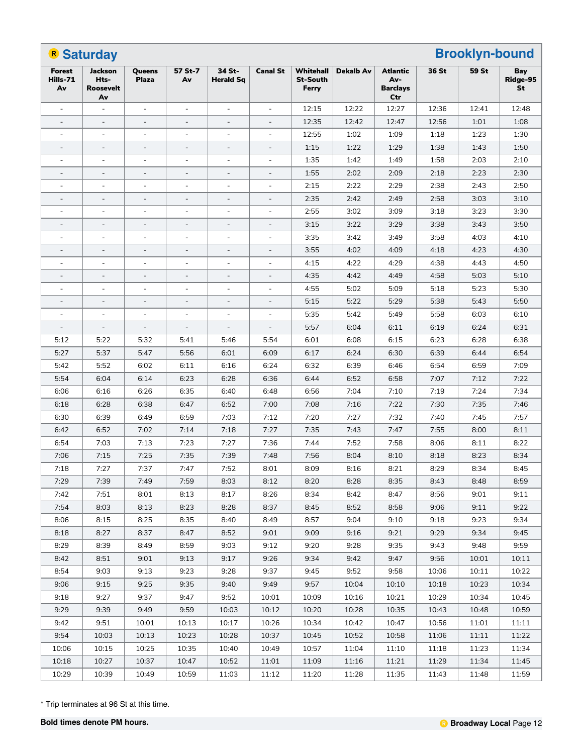# Saturday — Brooklyn-bound

| Forest Hills-71 Av | Jackson Hts-Roosevelt Av | Queens Plaza | 57 St-7 Av | 34 St-Herald Sq | Canal St | Whitehall St-South Ferry | Dekalb Av | Atlantic Av-Barclays Ctr | 36 St | 59 St | Bay Ridge-95 St |
|---|---|---|---|---|---|---|---|---|---|---|---|
| - | - | - | - | - | - | 12:15 | 12:22 | 12:27 | 12:36 | 12:41 | 12:48 |
| - | - | - | - | - | - | 12:35 | 12:42 | 12:47 | 12:56 | 1:01 | 1:08 |
| - | - | - | - | - | - | 12:55 | 1:02 | 1:09 | 1:18 | 1:23 | 1:30 |
| - | - | - | - | - | - | 1:15 | 1:22 | 1:29 | 1:38 | 1:43 | 1:50 |
| - | - | - | - | - | - | 1:35 | 1:42 | 1:49 | 1:58 | 2:03 | 2:10 |
| - | - | - | - | - | - | 1:55 | 2:02 | 2:09 | 2:18 | 2:23 | 2:30 |
| - | - | - | - | - | - | 2:15 | 2:22 | 2:29 | 2:38 | 2:43 | 2:50 |
| - | - | - | - | - | - | 2:35 | 2:42 | 2:49 | 2:58 | 3:03 | 3:10 |
| - | - | - | - | - | - | 2:55 | 3:02 | 3:09 | 3:18 | 3:23 | 3:30 |
| - | - | - | - | - | - | 3:15 | 3:22 | 3:29 | 3:38 | 3:43 | 3:50 |
| - | - | - | - | - | - | 3:35 | 3:42 | 3:49 | 3:58 | 4:03 | 4:10 |
| - | - | - | - | - | - | 3:55 | 4:02 | 4:09 | 4:18 | 4:23 | 4:30 |
| - | - | - | - | - | - | 4:15 | 4:22 | 4:29 | 4:38 | 4:43 | 4:50 |
| - | - | - | - | - | - | 4:35 | 4:42 | 4:49 | 4:58 | 5:03 | 5:10 |
| - | - | - | - | - | - | 4:55 | 5:02 | 5:09 | 5:18 | 5:23 | 5:30 |
| - | - | - | - | - | - | 5:15 | 5:22 | 5:29 | 5:38 | 5:43 | 5:50 |
| - | - | - | - | - | - | 5:35 | 5:42 | 5:49 | 5:58 | 6:03 | 6:10 |
| - | - | - | - | - | - | 5:57 | 6:04 | 6:11 | 6:19 | 6:24 | 6:31 |
| 5:12 | 5:22 | 5:32 | 5:41 | 5:46 | 5:54 | 6:01 | 6:08 | 6:15 | 6:23 | 6:28 | 6:38 |
| 5:27 | 5:37 | 5:47 | 5:56 | 6:01 | 6:09 | 6:17 | 6:24 | 6:30 | 6:39 | 6:44 | 6:54 |
| 5:42 | 5:52 | 6:02 | 6:11 | 6:16 | 6:24 | 6:32 | 6:39 | 6:46 | 6:54 | 6:59 | 7:09 |
| 5:54 | 6:04 | 6:14 | 6:23 | 6:28 | 6:36 | 6:44 | 6:52 | 6:58 | 7:07 | 7:12 | 7:22 |
| 6:06 | 6:16 | 6:26 | 6:35 | 6:40 | 6:48 | 6:56 | 7:04 | 7:10 | 7:19 | 7:24 | 7:34 |
| 6:18 | 6:28 | 6:38 | 6:47 | 6:52 | 7:00 | 7:08 | 7:16 | 7:22 | 7:30 | 7:35 | 7:46 |
| 6:30 | 6:39 | 6:49 | 6:59 | 7:03 | 7:12 | 7:20 | 7:27 | 7:32 | 7:40 | 7:45 | 7:57 |
| 6:42 | 6:52 | 7:02 | 7:14 | 7:18 | 7:27 | 7:35 | 7:43 | 7:47 | 7:55 | 8:00 | 8:11 |
| 6:54 | 7:03 | 7:13 | 7:23 | 7:27 | 7:36 | 7:44 | 7:52 | 7:58 | 8:06 | 8:11 | 8:22 |
| 7:06 | 7:15 | 7:25 | 7:35 | 7:39 | 7:48 | 7:56 | 8:04 | 8:10 | 8:18 | 8:23 | 8:34 |
| 7:18 | 7:27 | 7:37 | 7:47 | 7:52 | 8:01 | 8:09 | 8:16 | 8:21 | 8:29 | 8:34 | 8:45 |
| 7:29 | 7:39 | 7:49 | 7:59 | 8:03 | 8:12 | 8:20 | 8:28 | 8:35 | 8:43 | 8:48 | 8:59 |
| 7:42 | 7:51 | 8:01 | 8:13 | 8:17 | 8:26 | 8:34 | 8:42 | 8:47 | 8:56 | 9:01 | 9:11 |
| 7:54 | 8:03 | 8:13 | 8:23 | 8:28 | 8:37 | 8:45 | 8:52 | 8:58 | 9:06 | 9:11 | 9:22 |
| 8:06 | 8:15 | 8:25 | 8:35 | 8:40 | 8:49 | 8:57 | 9:04 | 9:10 | 9:18 | 9:23 | 9:34 |
| 8:18 | 8:27 | 8:37 | 8:47 | 8:52 | 9:01 | 9:09 | 9:16 | 9:21 | 9:29 | 9:34 | 9:45 |
| 8:29 | 8:39 | 8:49 | 8:59 | 9:03 | 9:12 | 9:20 | 9:28 | 9:35 | 9:43 | 9:48 | 9:59 |
| 8:42 | 8:51 | 9:01 | 9:13 | 9:17 | 9:26 | 9:34 | 9:42 | 9:47 | 9:56 | 10:01 | 10:11 |
| 8:54 | 9:03 | 9:13 | 9:23 | 9:28 | 9:37 | 9:45 | 9:52 | 9:58 | 10:06 | 10:11 | 10:22 |
| 9:06 | 9:15 | 9:25 | 9:35 | 9:40 | 9:49 | 9:57 | 10:04 | 10:10 | 10:18 | 10:23 | 10:34 |
| 9:18 | 9:27 | 9:37 | 9:47 | 9:52 | 10:01 | 10:09 | 10:16 | 10:21 | 10:29 | 10:34 | 10:45 |
| 9:29 | 9:39 | 9:49 | 9:59 | 10:03 | 10:12 | 10:20 | 10:28 | 10:35 | 10:43 | 10:48 | 10:59 |
| 9:42 | 9:51 | 10:01 | 10:13 | 10:17 | 10:26 | 10:34 | 10:42 | 10:47 | 10:56 | 11:01 | 11:11 |
| 9:54 | 10:03 | 10:13 | 10:23 | 10:28 | 10:37 | 10:45 | 10:52 | 10:58 | 11:06 | 11:11 | 11:22 |
| 10:06 | 10:15 | 10:25 | 10:35 | 10:40 | 10:49 | 10:57 | 11:04 | 11:10 | 11:18 | 11:23 | 11:34 |
| 10:18 | 10:27 | 10:37 | 10:47 | 10:52 | 11:01 | 11:09 | 11:16 | 11:21 | 11:29 | 11:34 | 11:45 |
| 10:29 | 10:39 | 10:49 | 10:59 | 11:03 | 11:12 | 11:20 | 11:28 | 11:35 | 11:43 | 11:48 | 11:59 |

* Trip terminates at 96 St at this time.

**Bold times denote PM hours.**

**Broadway Local**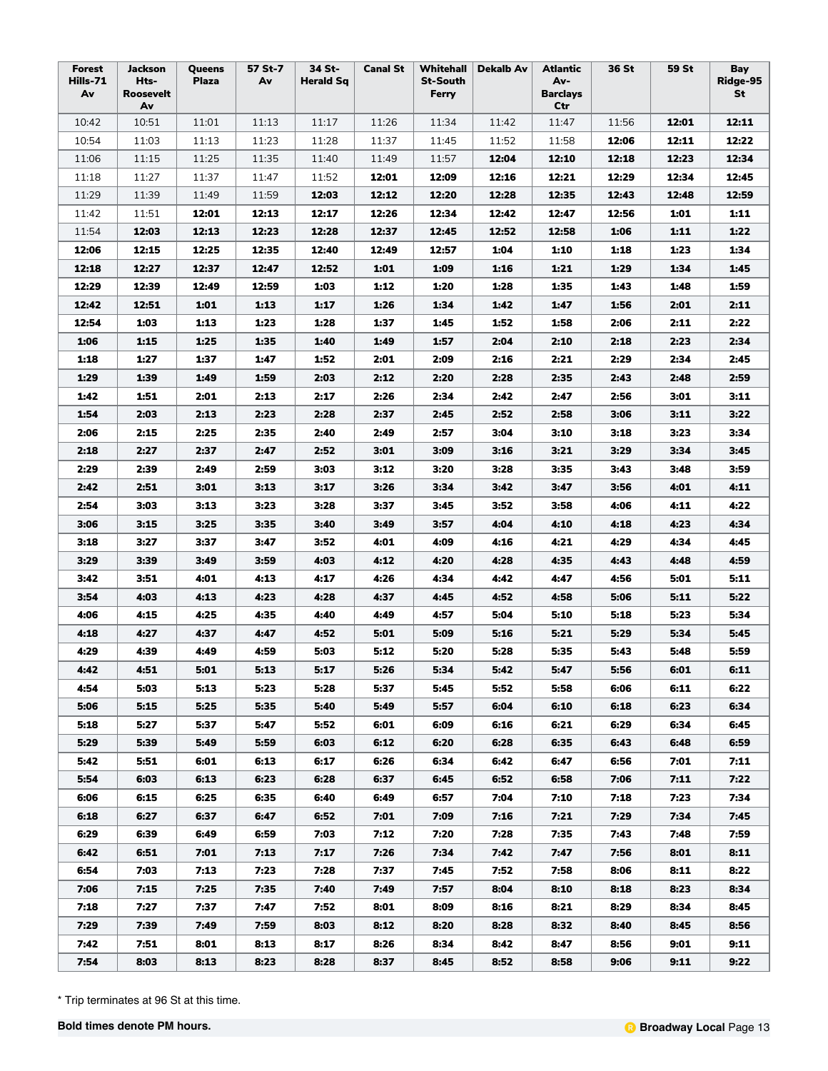| Forest Hills-71 Av | Jackson Hts-Roosevelt Av | Queens Plaza | 57 St-7 Av | 34 St-Herald Sq | Canal St | Whitehall St-South Ferry | Dekalb Av | Atlantic Av-Barclays Ctr | 36 St | 59 St | Bay Ridge-95 St |
|---|---|---|---|---|---|---|---|---|---|---|---|
| 10:42 | 10:51 | 11:01 | 11:13 | 11:17 | 11:26 | 11:34 | 11:42 | 11:47 | 11:56 | **12:01** | **12:11** |
| 10:54 | 11:03 | 11:13 | 11:23 | 11:28 | 11:37 | 11:45 | 11:52 | 11:58 | **12:06** | **12:11** | **12:22** |
| 11:06 | 11:15 | 11:25 | 11:35 | 11:40 | 11:49 | 11:57 | **12:04** | **12:10** | **12:18** | **12:23** | **12:34** |
| 11:18 | 11:27 | 11:37 | 11:47 | 11:52 | **12:01** | **12:09** | **12:16** | **12:21** | **12:29** | **12:34** | **12:45** |
| 11:29 | 11:39 | 11:49 | 11:59 | **12:03** | **12:12** | **12:20** | **12:28** | **12:35** | **12:43** | **12:48** | **12:59** |
| 11:42 | 11:51 | **12:01** | **12:13** | **12:17** | **12:26** | **12:34** | **12:42** | **12:47** | **12:56** | **1:01** | **1:11** |
| 11:54 | **12:03** | **12:13** | **12:23** | **12:28** | **12:37** | **12:45** | **12:52** | **12:58** | **1:06** | **1:11** | **1:22** |
| **12:06** | **12:15** | **12:25** | **12:35** | **12:40** | **12:49** | **12:57** | **1:04** | **1:10** | **1:18** | **1:23** | **1:34** |
| **12:18** | **12:27** | **12:37** | **12:47** | **12:52** | **1:01** | **1:09** | **1:16** | **1:21** | **1:29** | **1:34** | **1:45** |
| **12:29** | **12:39** | **12:49** | **12:59** | **1:03** | **1:12** | **1:20** | **1:28** | **1:35** | **1:43** | **1:48** | **1:59** |
| **12:42** | **12:51** | **1:01** | **1:13** | **1:17** | **1:26** | **1:34** | **1:42** | **1:47** | **1:56** | **2:01** | **2:11** |
| **12:54** | **1:03** | **1:13** | **1:23** | **1:28** | **1:37** | **1:45** | **1:52** | **1:58** | **2:06** | **2:11** | **2:22** |
| **1:06** | **1:15** | **1:25** | **1:35** | **1:40** | **1:49** | **1:57** | **2:04** | **2:10** | **2:18** | **2:23** | **2:34** |
| **1:18** | **1:27** | **1:37** | **1:47** | **1:52** | **2:01** | **2:09** | **2:16** | **2:21** | **2:29** | **2:34** | **2:45** |
| **1:29** | **1:39** | **1:49** | **1:59** | **2:03** | **2:12** | **2:20** | **2:28** | **2:35** | **2:43** | **2:48** | **2:59** |
| **1:42** | **1:51** | **2:01** | **2:13** | **2:17** | **2:26** | **2:34** | **2:42** | **2:47** | **2:56** | **3:01** | **3:11** |
| **1:54** | **2:03** | **2:13** | **2:23** | **2:28** | **2:37** | **2:45** | **2:52** | **2:58** | **3:06** | **3:11** | **3:22** |
| **2:06** | **2:15** | **2:25** | **2:35** | **2:40** | **2:49** | **2:57** | **3:04** | **3:10** | **3:18** | **3:23** | **3:34** |
| **2:18** | **2:27** | **2:37** | **2:47** | **2:52** | **3:01** | **3:09** | **3:16** | **3:21** | **3:29** | **3:34** | **3:45** |
| **2:29** | **2:39** | **2:49** | **2:59** | **3:03** | **3:12** | **3:20** | **3:28** | **3:35** | **3:43** | **3:48** | **3:59** |
| **2:42** | **2:51** | **3:01** | **3:13** | **3:17** | **3:26** | **3:34** | **3:42** | **3:47** | **3:56** | **4:01** | **4:11** |
| **2:54** | **3:03** | **3:13** | **3:23** | **3:28** | **3:37** | **3:45** | **3:52** | **3:58** | **4:06** | **4:11** | **4:22** |
| **3:06** | **3:15** | **3:25** | **3:35** | **3:40** | **3:49** | **3:57** | **4:04** | **4:10** | **4:18** | **4:23** | **4:34** |
| **3:18** | **3:27** | **3:37** | **3:47** | **3:52** | **4:01** | **4:09** | **4:16** | **4:21** | **4:29** | **4:34** | **4:45** |
| **3:29** | **3:39** | **3:49** | **3:59** | **4:03** | **4:12** | **4:20** | **4:28** | **4:35** | **4:43** | **4:48** | **4:59** |
| **3:42** | **3:51** | **4:01** | **4:13** | **4:17** | **4:26** | **4:34** | **4:42** | **4:47** | **4:56** | **5:01** | **5:11** |
| **3:54** | **4:03** | **4:13** | **4:23** | **4:28** | **4:37** | **4:45** | **4:52** | **4:58** | **5:06** | **5:11** | **5:22** |
| **4:06** | **4:15** | **4:25** | **4:35** | **4:40** | **4:49** | **4:57** | **5:04** | **5:10** | **5:18** | **5:23** | **5:34** |
| **4:18** | **4:27** | **4:37** | **4:47** | **4:52** | **5:01** | **5:09** | **5:16** | **5:21** | **5:29** | **5:34** | **5:45** |
| **4:29** | **4:39** | **4:49** | **4:59** | **5:03** | **5:12** | **5:20** | **5:28** | **5:35** | **5:43** | **5:48** | **5:59** |
| **4:42** | **4:51** | **5:01** | **5:13** | **5:17** | **5:26** | **5:34** | **5:42** | **5:47** | **5:56** | **6:01** | **6:11** |
| **4:54** | **5:03** | **5:13** | **5:23** | **5:28** | **5:37** | **5:45** | **5:52** | **5:58** | **6:06** | **6:11** | **6:22** |
| **5:06** | **5:15** | **5:25** | **5:35** | **5:40** | **5:49** | **5:57** | **6:04** | **6:10** | **6:18** | **6:23** | **6:34** |
| **5:18** | **5:27** | **5:37** | **5:47** | **5:52** | **6:01** | **6:09** | **6:16** | **6:21** | **6:29** | **6:34** | **6:45** |
| **5:29** | **5:39** | **5:49** | **5:59** | **6:03** | **6:12** | **6:20** | **6:28** | **6:35** | **6:43** | **6:48** | **6:59** |
| **5:42** | **5:51** | **6:01** | **6:13** | **6:17** | **6:26** | **6:34** | **6:42** | **6:47** | **6:56** | **7:01** | **7:11** |
| **5:54** | **6:03** | **6:13** | **6:23** | **6:28** | **6:37** | **6:45** | **6:52** | **6:58** | **7:06** | **7:11** | **7:22** |
| **6:06** | **6:15** | **6:25** | **6:35** | **6:40** | **6:49** | **6:57** | **7:04** | **7:10** | **7:18** | **7:23** | **7:34** |
| **6:18** | **6:27** | **6:37** | **6:47** | **6:52** | **7:01** | **7:09** | **7:16** | **7:21** | **7:29** | **7:34** | **7:45** |
| **6:29** | **6:39** | **6:49** | **6:59** | **7:03** | **7:12** | **7:20** | **7:28** | **7:35** | **7:43** | **7:48** | **7:59** |
| **6:42** | **6:51** | **7:01** | **7:13** | **7:17** | **7:26** | **7:34** | **7:42** | **7:47** | **7:56** | **8:01** | **8:11** |
| **6:54** | **7:03** | **7:13** | **7:23** | **7:28** | **7:37** | **7:45** | **7:52** | **7:58** | **8:06** | **8:11** | **8:22** |
| **7:06** | **7:15** | **7:25** | **7:35** | **7:40** | **7:49** | **7:57** | **8:04** | **8:10** | **8:18** | **8:23** | **8:34** |
| **7:18** | **7:27** | **7:37** | **7:47** | **7:52** | **8:01** | **8:09** | **8:16** | **8:21** | **8:29** | **8:34** | **8:45** |
| **7:29** | **7:39** | **7:49** | **7:59** | **8:03** | **8:12** | **8:20** | **8:28** | **8:32** | **8:40** | **8:45** | **8:56** |
| **7:42** | **7:51** | **8:01** | **8:13** | **8:17** | **8:26** | **8:34** | **8:42** | **8:47** | **8:56** | **9:01** | **9:11** |
| **7:54** | **8:03** | **8:13** | **8:23** | **8:28** | **8:37** | **8:45** | **8:52** | **8:58** | **9:06** | **9:11** | **9:22** |

* Trip terminates at 96 St at this time.

**Bold times denote PM hours.**

**Broadway Local**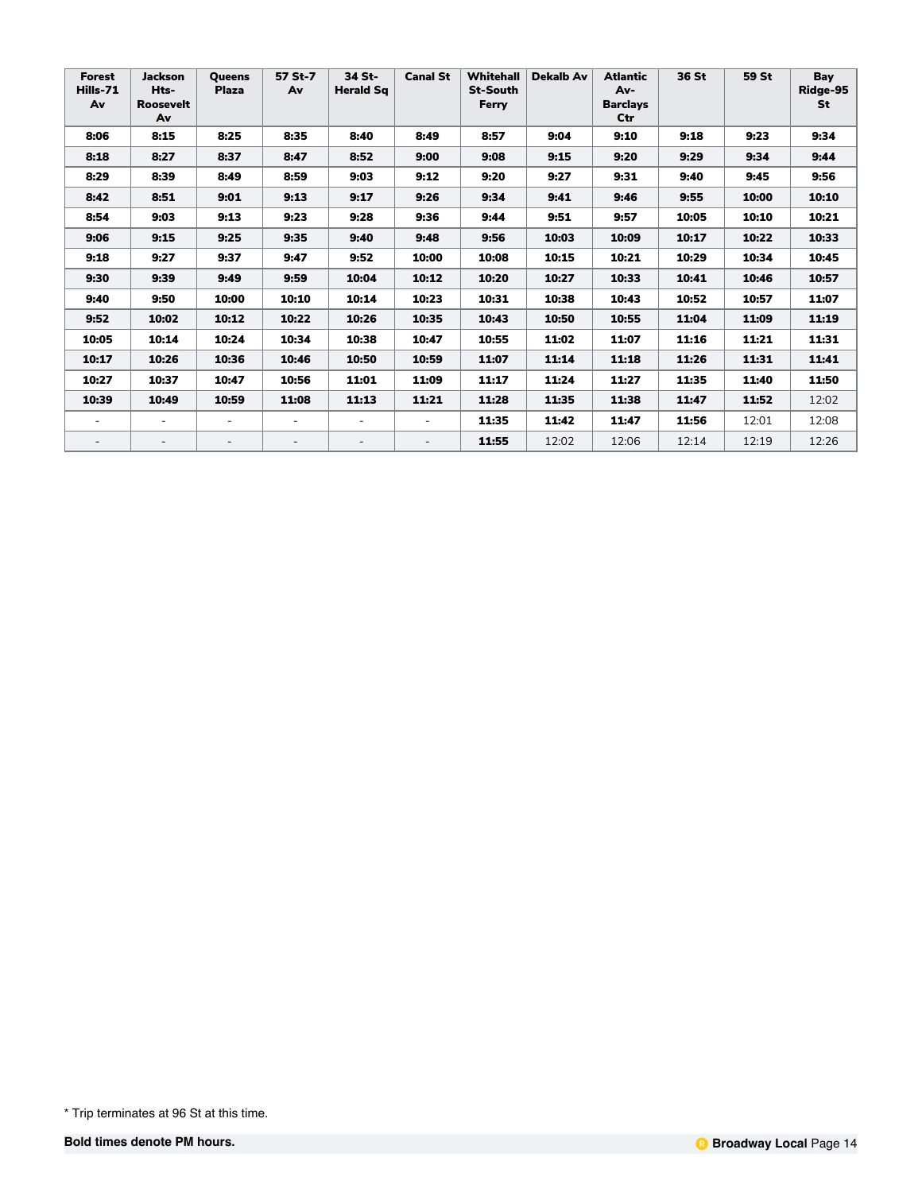| Forest Hills-71 Av | Jackson Hts-Roosevelt Av | Queens Plaza | 57 St-7 Av | 34 St-Herald Sq | Canal St | Whitehall St-South Ferry | Dekalb Av | Atlantic Av-Barclays Ctr | 36 St | 59 St | Bay Ridge-95 St |
|---|---|---|---|---|---|---|---|---|---|---|---|
| **8:06** | **8:15** | **8:25** | **8:35** | **8:40** | **8:49** | **8:57** | **9:04** | **9:10** | **9:18** | **9:23** | **9:34** |
| **8:18** | **8:27** | **8:37** | **8:47** | **8:52** | **9:00** | **9:08** | **9:15** | **9:20** | **9:29** | **9:34** | **9:44** |
| **8:29** | **8:39** | **8:49** | **8:59** | **9:03** | **9:12** | **9:20** | **9:27** | **9:31** | **9:40** | **9:45** | **9:56** |
| **8:42** | **8:51** | **9:01** | **9:13** | **9:17** | **9:26** | **9:34** | **9:41** | **9:46** | **9:55** | **10:00** | **10:10** |
| **8:54** | **9:03** | **9:13** | **9:23** | **9:28** | **9:36** | **9:44** | **9:51** | **9:57** | **10:05** | **10:10** | **10:21** |
| **9:06** | **9:15** | **9:25** | **9:35** | **9:40** | **9:48** | **9:56** | **10:03** | **10:09** | **10:17** | **10:22** | **10:33** |
| **9:18** | **9:27** | **9:37** | **9:47** | **9:52** | **10:00** | **10:08** | **10:15** | **10:21** | **10:29** | **10:34** | **10:45** |
| **9:30** | **9:39** | **9:49** | **9:59** | **10:04** | **10:12** | **10:20** | **10:27** | **10:33** | **10:41** | **10:46** | **10:57** |
| **9:40** | **9:50** | **10:00** | **10:10** | **10:14** | **10:23** | **10:31** | **10:38** | **10:43** | **10:52** | **10:57** | **11:07** |
| **9:52** | **10:02** | **10:12** | **10:22** | **10:26** | **10:35** | **10:43** | **10:50** | **10:55** | **11:04** | **11:09** | **11:19** |
| **10:05** | **10:14** | **10:24** | **10:34** | **10:38** | **10:47** | **10:55** | **11:02** | **11:07** | **11:16** | **11:21** | **11:31** |
| **10:17** | **10:26** | **10:36** | **10:46** | **10:50** | **10:59** | **11:07** | **11:14** | **11:18** | **11:26** | **11:31** | **11:41** |
| **10:27** | **10:37** | **10:47** | **10:56** | **11:01** | **11:09** | **11:17** | **11:24** | **11:27** | **11:35** | **11:40** | **11:50** |
| **10:39** | **10:49** | **10:59** | **11:08** | **11:13** | **11:21** | **11:28** | **11:35** | **11:38** | **11:47** | **11:52** | 12:02 |
| - | - | - | - | - | - | **11:35** | **11:42** | **11:47** | **11:56** | 12:01 | 12:08 |
| - | - | - | - | - | - | **11:55** | 12:02 | 12:06 | 12:14 | 12:19 | 12:26 |

* Trip terminates at 96 St at this time.

**Bold times denote PM hours.**

**Broadway Local**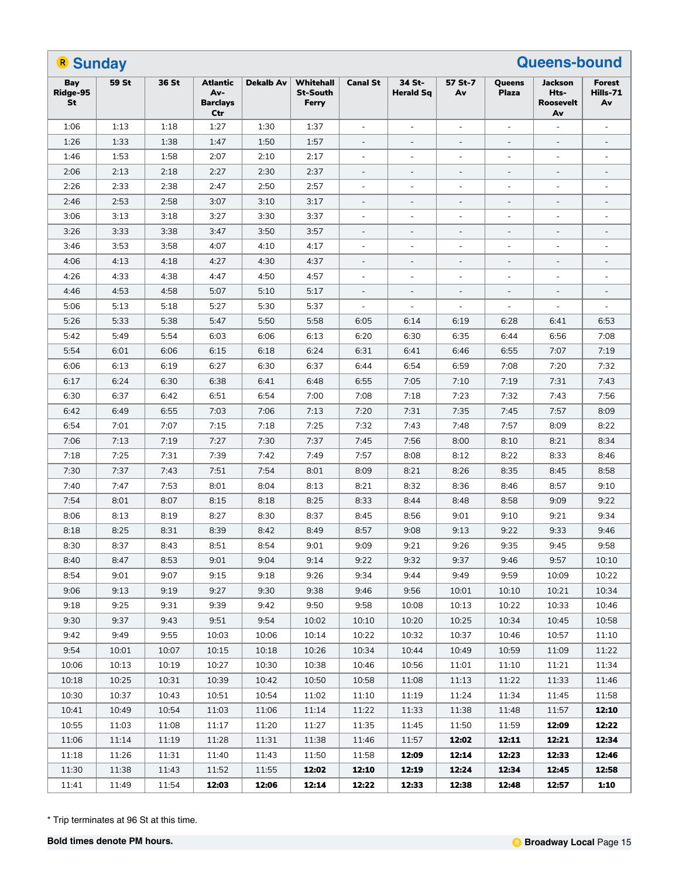## R Sunday — Queens-bound

| Bay Ridge-95 St | 59 St | 36 St | Atlantic Av-Barclays Ctr | Dekalb Av | Whitehall St-South Ferry | Canal St | 34 St-Herald Sq | 57 St-7 Av | Queens Plaza | Jackson Hts-Roosevelt Av | Forest Hills-71 Av |
|---|---|---|---|---|---|---|---|---|---|---|---|
| 1:06 | 1:13 | 1:18 | 1:27 | 1:30 | 1:37 | - | - | - | - | - | - |
| 1:26 | 1:33 | 1:38 | 1:47 | 1:50 | 1:57 | - | - | - | - | - | - |
| 1:46 | 1:53 | 1:58 | 2:07 | 2:10 | 2:17 | - | - | - | - | - | - |
| 2:06 | 2:13 | 2:18 | 2:27 | 2:30 | 2:37 | - | - | - | - | - | - |
| 2:26 | 2:33 | 2:38 | 2:47 | 2:50 | 2:57 | - | - | - | - | - | - |
| 2:46 | 2:53 | 2:58 | 3:07 | 3:10 | 3:17 | - | - | - | - | - | - |
| 3:06 | 3:13 | 3:18 | 3:27 | 3:30 | 3:37 | - | - | - | - | - | - |
| 3:26 | 3:33 | 3:38 | 3:47 | 3:50 | 3:57 | - | - | - | - | - | - |
| 3:46 | 3:53 | 3:58 | 4:07 | 4:10 | 4:17 | - | - | - | - | - | - |
| 4:06 | 4:13 | 4:18 | 4:27 | 4:30 | 4:37 | - | - | - | - | - | - |
| 4:26 | 4:33 | 4:38 | 4:47 | 4:50 | 4:57 | - | - | - | - | - | - |
| 4:46 | 4:53 | 4:58 | 5:07 | 5:10 | 5:17 | - | - | - | - | - | - |
| 5:06 | 5:13 | 5:18 | 5:27 | 5:30 | 5:37 | - | - | - | - | - | - |
| 5:26 | 5:33 | 5:38 | 5:47 | 5:50 | 5:58 | 6:05 | 6:14 | 6:19 | 6:28 | 6:41 | 6:53 |
| 5:42 | 5:49 | 5:54 | 6:03 | 6:06 | 6:13 | 6:20 | 6:30 | 6:35 | 6:44 | 6:56 | 7:08 |
| 5:54 | 6:01 | 6:06 | 6:15 | 6:18 | 6:24 | 6:31 | 6:41 | 6:46 | 6:55 | 7:07 | 7:19 |
| 6:06 | 6:13 | 6:19 | 6:27 | 6:30 | 6:37 | 6:44 | 6:54 | 6:59 | 7:08 | 7:20 | 7:32 |
| 6:17 | 6:24 | 6:30 | 6:38 | 6:41 | 6:48 | 6:55 | 7:05 | 7:10 | 7:19 | 7:31 | 7:43 |
| 6:30 | 6:37 | 6:42 | 6:51 | 6:54 | 7:00 | 7:08 | 7:18 | 7:23 | 7:32 | 7:43 | 7:56 |
| 6:42 | 6:49 | 6:55 | 7:03 | 7:06 | 7:13 | 7:20 | 7:31 | 7:35 | 7:45 | 7:57 | 8:09 |
| 6:54 | 7:01 | 7:07 | 7:15 | 7:18 | 7:25 | 7:32 | 7:43 | 7:48 | 7:57 | 8:09 | 8:22 |
| 7:06 | 7:13 | 7:19 | 7:27 | 7:30 | 7:37 | 7:45 | 7:56 | 8:00 | 8:10 | 8:21 | 8:34 |
| 7:18 | 7:25 | 7:31 | 7:39 | 7:42 | 7:49 | 7:57 | 8:08 | 8:12 | 8:22 | 8:33 | 8:46 |
| 7:30 | 7:37 | 7:43 | 7:51 | 7:54 | 8:01 | 8:09 | 8:21 | 8:26 | 8:35 | 8:45 | 8:58 |
| 7:40 | 7:47 | 7:53 | 8:01 | 8:04 | 8:13 | 8:21 | 8:32 | 8:36 | 8:46 | 8:57 | 9:10 |
| 7:54 | 8:01 | 8:07 | 8:15 | 8:18 | 8:25 | 8:33 | 8:44 | 8:48 | 8:58 | 9:09 | 9:22 |
| 8:06 | 8:13 | 8:19 | 8:27 | 8:30 | 8:37 | 8:45 | 8:56 | 9:01 | 9:10 | 9:21 | 9:34 |
| 8:18 | 8:25 | 8:31 | 8:39 | 8:42 | 8:49 | 8:57 | 9:08 | 9:13 | 9:22 | 9:33 | 9:46 |
| 8:30 | 8:37 | 8:43 | 8:51 | 8:54 | 9:01 | 9:09 | 9:21 | 9:26 | 9:35 | 9:45 | 9:58 |
| 8:40 | 8:47 | 8:53 | 9:01 | 9:04 | 9:14 | 9:22 | 9:32 | 9:37 | 9:46 | 9:57 | 10:10 |
| 8:54 | 9:01 | 9:07 | 9:15 | 9:18 | 9:26 | 9:34 | 9:44 | 9:49 | 9:59 | 10:09 | 10:22 |
| 9:06 | 9:13 | 9:19 | 9:27 | 9:30 | 9:38 | 9:46 | 9:56 | 10:01 | 10:10 | 10:21 | 10:34 |
| 9:18 | 9:25 | 9:31 | 9:39 | 9:42 | 9:50 | 9:58 | 10:08 | 10:13 | 10:22 | 10:33 | 10:46 |
| 9:30 | 9:37 | 9:43 | 9:51 | 9:54 | 10:02 | 10:10 | 10:20 | 10:25 | 10:34 | 10:45 | 10:58 |
| 9:42 | 9:49 | 9:55 | 10:03 | 10:06 | 10:14 | 10:22 | 10:32 | 10:37 | 10:46 | 10:57 | 11:10 |
| 9:54 | 10:01 | 10:07 | 10:15 | 10:18 | 10:26 | 10:34 | 10:44 | 10:49 | 10:59 | 11:09 | 11:22 |
| 10:06 | 10:13 | 10:19 | 10:27 | 10:30 | 10:38 | 10:46 | 10:56 | 11:01 | 11:10 | 11:21 | 11:34 |
| 10:18 | 10:25 | 10:31 | 10:39 | 10:42 | 10:50 | 10:58 | 11:08 | 11:13 | 11:22 | 11:33 | 11:46 |
| 10:30 | 10:37 | 10:43 | 10:51 | 10:54 | 11:02 | 11:10 | 11:19 | 11:24 | 11:34 | 11:45 | 11:58 |
| 10:41 | 10:49 | 10:54 | 11:03 | 11:06 | 11:14 | 11:22 | 11:33 | 11:38 | 11:48 | 11:57 | **12:10** |
| 10:55 | 11:03 | 11:08 | 11:17 | 11:20 | 11:27 | 11:35 | 11:45 | 11:50 | 11:59 | **12:09** | **12:22** |
| 11:06 | 11:14 | 11:19 | 11:28 | 11:31 | 11:38 | 11:46 | 11:57 | **12:02** | **12:11** | **12:21** | **12:34** |
| 11:18 | 11:26 | 11:31 | 11:40 | 11:43 | 11:50 | 11:58 | **12:09** | **12:14** | **12:23** | **12:33** | **12:46** |
| 11:30 | 11:38 | 11:43 | 11:52 | 11:55 | **12:02** | **12:10** | **12:19** | **12:24** | **12:34** | **12:45** | **12:58** |
| 11:41 | 11:49 | 11:54 | **12:03** | **12:06** | **12:14** | **12:22** | **12:33** | **12:38** | **12:48** | **12:57** | **1:10** |

* Trip terminates at 96 St at this time.

**Bold times denote PM hours.**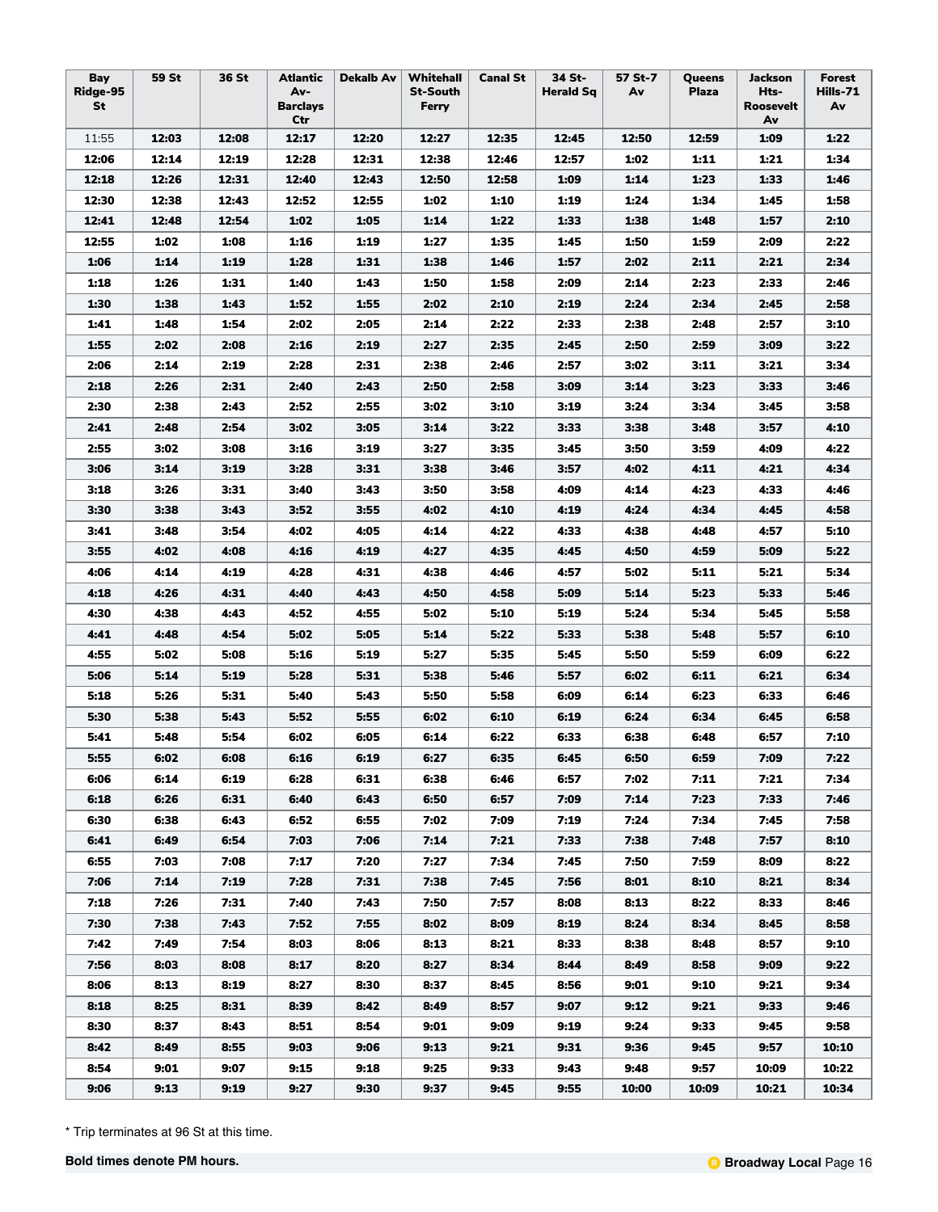| Bay Ridge-95 St | 59 St | 36 St | Atlantic Av-Barclays Ctr | Dekalb Av | Whitehall St-South Ferry | Canal St | 34 St-Herald Sq | 57 St-7 Av | Queens Plaza | Jackson Hts-Roosevelt Av | Forest Hills-71 Av |
|---|---|---|---|---|---|---|---|---|---|---|---|
| 11:55 | **12:03** | **12:08** | **12:17** | **12:20** | **12:27** | **12:35** | **12:45** | **12:50** | **12:59** | **1:09** | **1:22** |
| **12:06** | **12:14** | **12:19** | **12:28** | **12:31** | **12:38** | **12:46** | **12:57** | **1:02** | **1:11** | **1:21** | **1:34** |
| **12:18** | **12:26** | **12:31** | **12:40** | **12:43** | **12:50** | **12:58** | **1:09** | **1:14** | **1:23** | **1:33** | **1:46** |
| **12:30** | **12:38** | **12:43** | **12:52** | **12:55** | **1:02** | **1:10** | **1:19** | **1:24** | **1:34** | **1:45** | **1:58** |
| **12:41** | **12:48** | **12:54** | **1:02** | **1:05** | **1:14** | **1:22** | **1:33** | **1:38** | **1:48** | **1:57** | **2:10** |
| **12:55** | **1:02** | **1:08** | **1:16** | **1:19** | **1:27** | **1:35** | **1:45** | **1:50** | **1:59** | **2:09** | **2:22** |
| **1:06** | **1:14** | **1:19** | **1:28** | **1:31** | **1:38** | **1:46** | **1:57** | **2:02** | **2:11** | **2:21** | **2:34** |
| **1:18** | **1:26** | **1:31** | **1:40** | **1:43** | **1:50** | **1:58** | **2:09** | **2:14** | **2:23** | **2:33** | **2:46** |
| **1:30** | **1:38** | **1:43** | **1:52** | **1:55** | **2:02** | **2:10** | **2:19** | **2:24** | **2:34** | **2:45** | **2:58** |
| **1:41** | **1:48** | **1:54** | **2:02** | **2:05** | **2:14** | **2:22** | **2:33** | **2:38** | **2:48** | **2:57** | **3:10** |
| **1:55** | **2:02** | **2:08** | **2:16** | **2:19** | **2:27** | **2:35** | **2:45** | **2:50** | **2:59** | **3:09** | **3:22** |
| **2:06** | **2:14** | **2:19** | **2:28** | **2:31** | **2:38** | **2:46** | **2:57** | **3:02** | **3:11** | **3:21** | **3:34** |
| **2:18** | **2:26** | **2:31** | **2:40** | **2:43** | **2:50** | **2:58** | **3:09** | **3:14** | **3:23** | **3:33** | **3:46** |
| **2:30** | **2:38** | **2:43** | **2:52** | **2:55** | **3:02** | **3:10** | **3:19** | **3:24** | **3:34** | **3:45** | **3:58** |
| **2:41** | **2:48** | **2:54** | **3:02** | **3:05** | **3:14** | **3:22** | **3:33** | **3:38** | **3:48** | **3:57** | **4:10** |
| **2:55** | **3:02** | **3:08** | **3:16** | **3:19** | **3:27** | **3:35** | **3:45** | **3:50** | **3:59** | **4:09** | **4:22** |
| **3:06** | **3:14** | **3:19** | **3:28** | **3:31** | **3:38** | **3:46** | **3:57** | **4:02** | **4:11** | **4:21** | **4:34** |
| **3:18** | **3:26** | **3:31** | **3:40** | **3:43** | **3:50** | **3:58** | **4:09** | **4:14** | **4:23** | **4:33** | **4:46** |
| **3:30** | **3:38** | **3:43** | **3:52** | **3:55** | **4:02** | **4:10** | **4:19** | **4:24** | **4:34** | **4:45** | **4:58** |
| **3:41** | **3:48** | **3:54** | **4:02** | **4:05** | **4:14** | **4:22** | **4:33** | **4:38** | **4:48** | **4:57** | **5:10** |
| **3:55** | **4:02** | **4:08** | **4:16** | **4:19** | **4:27** | **4:35** | **4:45** | **4:50** | **4:59** | **5:09** | **5:22** |
| **4:06** | **4:14** | **4:19** | **4:28** | **4:31** | **4:38** | **4:46** | **4:57** | **5:02** | **5:11** | **5:21** | **5:34** |
| **4:18** | **4:26** | **4:31** | **4:40** | **4:43** | **4:50** | **4:58** | **5:09** | **5:14** | **5:23** | **5:33** | **5:46** |
| **4:30** | **4:38** | **4:43** | **4:52** | **4:55** | **5:02** | **5:10** | **5:19** | **5:24** | **5:34** | **5:45** | **5:58** |
| **4:41** | **4:48** | **4:54** | **5:02** | **5:05** | **5:14** | **5:22** | **5:33** | **5:38** | **5:48** | **5:57** | **6:10** |
| **4:55** | **5:02** | **5:08** | **5:16** | **5:19** | **5:27** | **5:35** | **5:45** | **5:50** | **5:59** | **6:09** | **6:22** |
| **5:06** | **5:14** | **5:19** | **5:28** | **5:31** | **5:38** | **5:46** | **5:57** | **6:02** | **6:11** | **6:21** | **6:34** |
| **5:18** | **5:26** | **5:31** | **5:40** | **5:43** | **5:50** | **5:58** | **6:09** | **6:14** | **6:23** | **6:33** | **6:46** |
| **5:30** | **5:38** | **5:43** | **5:52** | **5:55** | **6:02** | **6:10** | **6:19** | **6:24** | **6:34** | **6:45** | **6:58** |
| **5:41** | **5:48** | **5:54** | **6:02** | **6:05** | **6:14** | **6:22** | **6:33** | **6:38** | **6:48** | **6:57** | **7:10** |
| **5:55** | **6:02** | **6:08** | **6:16** | **6:19** | **6:27** | **6:35** | **6:45** | **6:50** | **6:59** | **7:09** | **7:22** |
| **6:06** | **6:14** | **6:19** | **6:28** | **6:31** | **6:38** | **6:46** | **6:57** | **7:02** | **7:11** | **7:21** | **7:34** |
| **6:18** | **6:26** | **6:31** | **6:40** | **6:43** | **6:50** | **6:57** | **7:09** | **7:14** | **7:23** | **7:33** | **7:46** |
| **6:30** | **6:38** | **6:43** | **6:52** | **6:55** | **7:02** | **7:09** | **7:19** | **7:24** | **7:34** | **7:45** | **7:58** |
| **6:41** | **6:49** | **6:54** | **7:03** | **7:06** | **7:14** | **7:21** | **7:33** | **7:38** | **7:48** | **7:57** | **8:10** |
| **6:55** | **7:03** | **7:08** | **7:17** | **7:20** | **7:27** | **7:34** | **7:45** | **7:50** | **7:59** | **8:09** | **8:22** |
| **7:06** | **7:14** | **7:19** | **7:28** | **7:31** | **7:38** | **7:45** | **7:56** | **8:01** | **8:10** | **8:21** | **8:34** |
| **7:18** | **7:26** | **7:31** | **7:40** | **7:43** | **7:50** | **7:57** | **8:08** | **8:13** | **8:22** | **8:33** | **8:46** |
| **7:30** | **7:38** | **7:43** | **7:52** | **7:55** | **8:02** | **8:09** | **8:19** | **8:24** | **8:34** | **8:45** | **8:58** |
| **7:42** | **7:49** | **7:54** | **8:03** | **8:06** | **8:13** | **8:21** | **8:33** | **8:38** | **8:48** | **8:57** | **9:10** |
| **7:56** | **8:03** | **8:08** | **8:17** | **8:20** | **8:27** | **8:34** | **8:44** | **8:49** | **8:58** | **9:09** | **9:22** |
| **8:06** | **8:13** | **8:19** | **8:27** | **8:30** | **8:37** | **8:45** | **8:56** | **9:01** | **9:10** | **9:21** | **9:34** |
| **8:18** | **8:25** | **8:31** | **8:39** | **8:42** | **8:49** | **8:57** | **9:07** | **9:12** | **9:21** | **9:33** | **9:46** |
| **8:30** | **8:37** | **8:43** | **8:51** | **8:54** | **9:01** | **9:09** | **9:19** | **9:24** | **9:33** | **9:45** | **9:58** |
| **8:42** | **8:49** | **8:55** | **9:03** | **9:06** | **9:13** | **9:21** | **9:31** | **9:36** | **9:45** | **9:57** | **10:10** |
| **8:54** | **9:01** | **9:07** | **9:15** | **9:18** | **9:25** | **9:33** | **9:43** | **9:48** | **9:57** | **10:09** | **10:22** |
| **9:06** | **9:13** | **9:19** | **9:27** | **9:30** | **9:37** | **9:45** | **9:55** | **10:00** | **10:09** | **10:21** | **10:34** |

* Trip terminates at 96 St at this time.

**Bold times denote PM hours.**

**Broadway Local**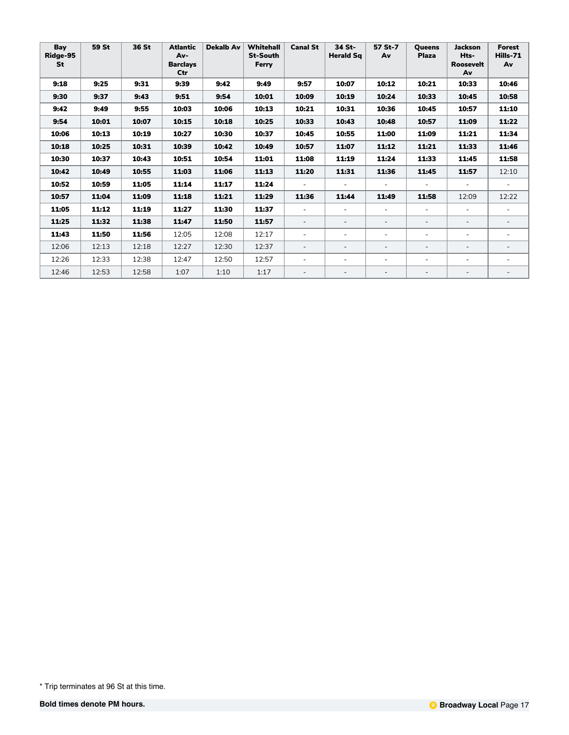| Bay Ridge-95 St | 59 St | 36 St | Atlantic Av-Barclays Ctr | Dekalb Av | Whitehall St-South Ferry | Canal St | 34 St-Herald Sq | 57 St-7 Av | Queens Plaza | Jackson Hts-Roosevelt Av | Forest Hills-71 Av |
|---|---|---|---|---|---|---|---|---|---|---|---|
| **9:18** | **9:25** | **9:31** | **9:39** | **9:42** | **9:49** | **9:57** | **10:07** | **10:12** | **10:21** | **10:33** | **10:46** |
| **9:30** | **9:37** | **9:43** | **9:51** | **9:54** | **10:01** | **10:09** | **10:19** | **10:24** | **10:33** | **10:45** | **10:58** |
| **9:42** | **9:49** | **9:55** | **10:03** | **10:06** | **10:13** | **10:21** | **10:31** | **10:36** | **10:45** | **10:57** | **11:10** |
| **9:54** | **10:01** | **10:07** | **10:15** | **10:18** | **10:25** | **10:33** | **10:43** | **10:48** | **10:57** | **11:09** | **11:22** |
| **10:06** | **10:13** | **10:19** | **10:27** | **10:30** | **10:37** | **10:45** | **10:55** | **11:00** | **11:09** | **11:21** | **11:34** |
| **10:18** | **10:25** | **10:31** | **10:39** | **10:42** | **10:49** | **10:57** | **11:07** | **11:12** | **11:21** | **11:33** | **11:46** |
| **10:30** | **10:37** | **10:43** | **10:51** | **10:54** | **11:01** | **11:08** | **11:19** | **11:24** | **11:33** | **11:45** | **11:58** |
| **10:42** | **10:49** | **10:55** | **11:03** | **11:06** | **11:13** | **11:20** | **11:31** | **11:36** | **11:45** | **11:57** | 12:10 |
| **10:52** | **10:59** | **11:05** | **11:14** | **11:17** | **11:24** | - | - | - | - | - | - |
| **10:57** | **11:04** | **11:09** | **11:18** | **11:21** | **11:29** | **11:36** | **11:44** | **11:49** | **11:58** | 12:09 | 12:22 |
| **11:05** | **11:12** | **11:19** | **11:27** | **11:30** | **11:37** | - | - | - | - | - | - |
| **11:25** | **11:32** | **11:38** | **11:47** | **11:50** | **11:57** | - | - | - | - | - | - |
| **11:43** | **11:50** | **11:56** | 12:05 | 12:08 | 12:17 | - | - | - | - | - | - |
| 12:06 | 12:13 | 12:18 | 12:27 | 12:30 | 12:37 | - | - | - | - | - | - |
| 12:26 | 12:33 | 12:38 | 12:47 | 12:50 | 12:57 | - | - | - | - | - | - |
| 12:46 | 12:53 | 12:58 | 1:07 | 1:10 | 1:17 | - | - | - | - | - | - |

* Trip terminates at 96 St at this time.

**Bold times denote PM hours.**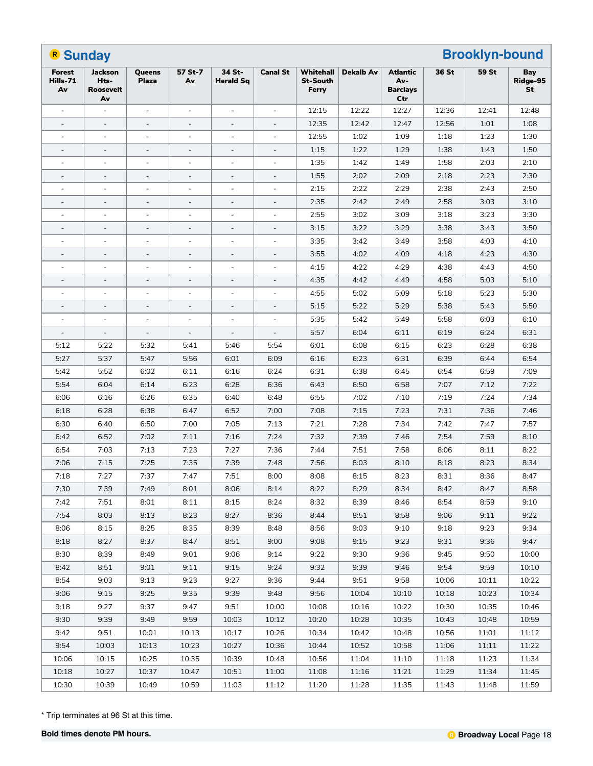## R Sunday — Brooklyn-bound

| Forest Hills-71 Av | Jackson Hts-Roosevelt Av | Queens Plaza | 57 St-7 Av | 34 St-Herald Sq | Canal St | Whitehall St-South Ferry | Dekalb Av | Atlantic Av-Barclays Ctr | 36 St | 59 St | Bay Ridge-95 St |
|---|---|---|---|---|---|---|---|---|---|---|---|
| - | - | - | - | - | - | 12:15 | 12:22 | 12:27 | 12:36 | 12:41 | 12:48 |
| - | - | - | - | - | - | 12:35 | 12:42 | 12:47 | 12:56 | 1:01 | 1:08 |
| - | - | - | - | - | - | 12:55 | 1:02 | 1:09 | 1:18 | 1:23 | 1:30 |
| - | - | - | - | - | - | 1:15 | 1:22 | 1:29 | 1:38 | 1:43 | 1:50 |
| - | - | - | - | - | - | 1:35 | 1:42 | 1:49 | 1:58 | 2:03 | 2:10 |
| - | - | - | - | - | - | 1:55 | 2:02 | 2:09 | 2:18 | 2:23 | 2:30 |
| - | - | - | - | - | - | 2:15 | 2:22 | 2:29 | 2:38 | 2:43 | 2:50 |
| - | - | - | - | - | - | 2:35 | 2:42 | 2:49 | 2:58 | 3:03 | 3:10 |
| - | - | - | - | - | - | 2:55 | 3:02 | 3:09 | 3:18 | 3:23 | 3:30 |
| - | - | - | - | - | - | 3:15 | 3:22 | 3:29 | 3:38 | 3:43 | 3:50 |
| - | - | - | - | - | - | 3:35 | 3:42 | 3:49 | 3:58 | 4:03 | 4:10 |
| - | - | - | - | - | - | 3:55 | 4:02 | 4:09 | 4:18 | 4:23 | 4:30 |
| - | - | - | - | - | - | 4:15 | 4:22 | 4:29 | 4:38 | 4:43 | 4:50 |
| - | - | - | - | - | - | 4:35 | 4:42 | 4:49 | 4:58 | 5:03 | 5:10 |
| - | - | - | - | - | - | 4:55 | 5:02 | 5:09 | 5:18 | 5:23 | 5:30 |
| - | - | - | - | - | - | 5:15 | 5:22 | 5:29 | 5:38 | 5:43 | 5:50 |
| - | - | - | - | - | - | 5:35 | 5:42 | 5:49 | 5:58 | 6:03 | 6:10 |
| - | - | - | - | - | - | 5:57 | 6:04 | 6:11 | 6:19 | 6:24 | 6:31 |
| 5:12 | 5:22 | 5:32 | 5:41 | 5:46 | 5:54 | 6:01 | 6:08 | 6:15 | 6:23 | 6:28 | 6:38 |
| 5:27 | 5:37 | 5:47 | 5:56 | 6:01 | 6:09 | 6:16 | 6:23 | 6:31 | 6:39 | 6:44 | 6:54 |
| 5:42 | 5:52 | 6:02 | 6:11 | 6:16 | 6:24 | 6:31 | 6:38 | 6:45 | 6:54 | 6:59 | 7:09 |
| 5:54 | 6:04 | 6:14 | 6:23 | 6:28 | 6:36 | 6:43 | 6:50 | 6:58 | 7:07 | 7:12 | 7:22 |
| 6:06 | 6:16 | 6:26 | 6:35 | 6:40 | 6:48 | 6:55 | 7:02 | 7:10 | 7:19 | 7:24 | 7:34 |
| 6:18 | 6:28 | 6:38 | 6:47 | 6:52 | 7:00 | 7:08 | 7:15 | 7:23 | 7:31 | 7:36 | 7:46 |
| 6:30 | 6:40 | 6:50 | 7:00 | 7:05 | 7:13 | 7:21 | 7:28 | 7:34 | 7:42 | 7:47 | 7:57 |
| 6:42 | 6:52 | 7:02 | 7:11 | 7:16 | 7:24 | 7:32 | 7:39 | 7:46 | 7:54 | 7:59 | 8:10 |
| 6:54 | 7:03 | 7:13 | 7:23 | 7:27 | 7:36 | 7:44 | 7:51 | 7:58 | 8:06 | 8:11 | 8:22 |
| 7:06 | 7:15 | 7:25 | 7:35 | 7:39 | 7:48 | 7:56 | 8:03 | 8:10 | 8:18 | 8:23 | 8:34 |
| 7:18 | 7:27 | 7:37 | 7:47 | 7:51 | 8:00 | 8:08 | 8:15 | 8:23 | 8:31 | 8:36 | 8:47 |
| 7:30 | 7:39 | 7:49 | 8:01 | 8:06 | 8:14 | 8:22 | 8:29 | 8:34 | 8:42 | 8:47 | 8:58 |
| 7:42 | 7:51 | 8:01 | 8:11 | 8:15 | 8:24 | 8:32 | 8:39 | 8:46 | 8:54 | 8:59 | 9:10 |
| 7:54 | 8:03 | 8:13 | 8:23 | 8:27 | 8:36 | 8:44 | 8:51 | 8:58 | 9:06 | 9:11 | 9:22 |
| 8:06 | 8:15 | 8:25 | 8:35 | 8:39 | 8:48 | 8:56 | 9:03 | 9:10 | 9:18 | 9:23 | 9:34 |
| 8:18 | 8:27 | 8:37 | 8:47 | 8:51 | 9:00 | 9:08 | 9:15 | 9:23 | 9:31 | 9:36 | 9:47 |
| 8:30 | 8:39 | 8:49 | 9:01 | 9:06 | 9:14 | 9:22 | 9:30 | 9:36 | 9:45 | 9:50 | 10:00 |
| 8:42 | 8:51 | 9:01 | 9:11 | 9:15 | 9:24 | 9:32 | 9:39 | 9:46 | 9:54 | 9:59 | 10:10 |
| 8:54 | 9:03 | 9:13 | 9:23 | 9:27 | 9:36 | 9:44 | 9:51 | 9:58 | 10:06 | 10:11 | 10:22 |
| 9:06 | 9:15 | 9:25 | 9:35 | 9:39 | 9:48 | 9:56 | 10:04 | 10:10 | 10:18 | 10:23 | 10:34 |
| 9:18 | 9:27 | 9:37 | 9:47 | 9:51 | 10:00 | 10:08 | 10:16 | 10:22 | 10:30 | 10:35 | 10:46 |
| 9:30 | 9:39 | 9:49 | 9:59 | 10:03 | 10:12 | 10:20 | 10:28 | 10:35 | 10:43 | 10:48 | 10:59 |
| 9:42 | 9:51 | 10:01 | 10:13 | 10:17 | 10:26 | 10:34 | 10:42 | 10:48 | 10:56 | 11:01 | 11:12 |
| 9:54 | 10:03 | 10:13 | 10:23 | 10:27 | 10:36 | 10:44 | 10:52 | 10:58 | 11:06 | 11:11 | 11:22 |
| 10:06 | 10:15 | 10:25 | 10:35 | 10:39 | 10:48 | 10:56 | 11:04 | 11:10 | 11:18 | 11:23 | 11:34 |
| 10:18 | 10:27 | 10:37 | 10:47 | 10:51 | 11:00 | 11:08 | 11:16 | 11:21 | 11:29 | 11:34 | 11:45 |
| 10:30 | 10:39 | 10:49 | 10:59 | 11:03 | 11:12 | 11:20 | 11:28 | 11:35 | 11:43 | 11:48 | 11:59 |

* Trip terminates at 96 St at this time.

**Bold times denote PM hours.**

R **Broadway Local**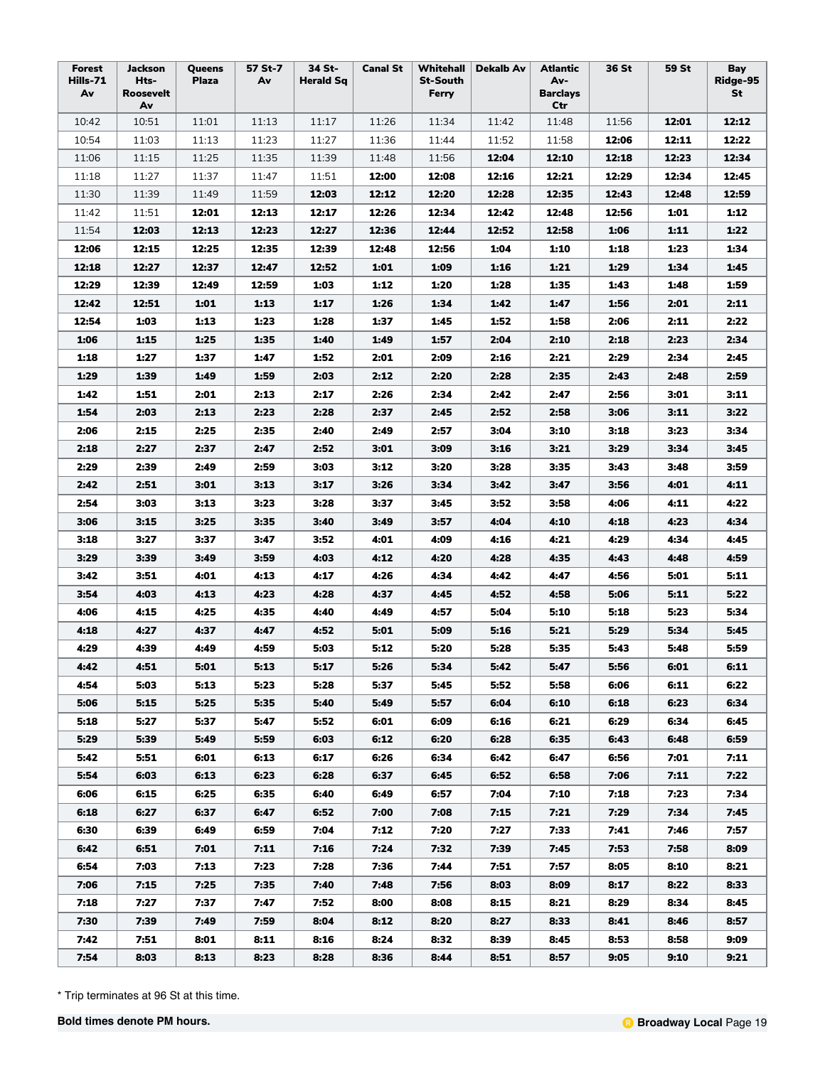| Forest Hills-71 Av | Jackson Hts-Roosevelt Av | Queens Plaza | 57 St-7 Av | 34 St-Herald Sq | Canal St | Whitehall St-South Ferry | Dekalb Av | Atlantic Av-Barclays Ctr | 36 St | 59 St | Bay Ridge-95 St |
|---|---|---|---|---|---|---|---|---|---|---|---|
| 10:42 | 10:51 | 11:01 | 11:13 | 11:17 | 11:26 | 11:34 | 11:42 | 11:48 | 11:56 | **12:01** | **12:12** |
| 10:54 | 11:03 | 11:13 | 11:23 | 11:27 | 11:36 | 11:44 | 11:52 | 11:58 | **12:06** | **12:11** | **12:22** |
| 11:06 | 11:15 | 11:25 | 11:35 | 11:39 | 11:48 | 11:56 | **12:04** | **12:10** | **12:18** | **12:23** | **12:34** |
| 11:18 | 11:27 | 11:37 | 11:47 | 11:51 | **12:00** | **12:08** | **12:16** | **12:21** | **12:29** | **12:34** | **12:45** |
| 11:30 | 11:39 | 11:49 | 11:59 | **12:03** | **12:12** | **12:20** | **12:28** | **12:35** | **12:43** | **12:48** | **12:59** |
| 11:42 | 11:51 | **12:01** | **12:13** | **12:17** | **12:26** | **12:34** | **12:42** | **12:48** | **12:56** | **1:01** | **1:12** |
| 11:54 | **12:03** | **12:13** | **12:23** | **12:27** | **12:36** | **12:44** | **12:52** | **12:58** | **1:06** | **1:11** | **1:22** |
| **12:06** | **12:15** | **12:25** | **12:35** | **12:39** | **12:48** | **12:56** | **1:04** | **1:10** | **1:18** | **1:23** | **1:34** |
| **12:18** | **12:27** | **12:37** | **12:47** | **12:52** | **1:01** | **1:09** | **1:16** | **1:21** | **1:29** | **1:34** | **1:45** |
| **12:29** | **12:39** | **12:49** | **12:59** | **1:03** | **1:12** | **1:20** | **1:28** | **1:35** | **1:43** | **1:48** | **1:59** |
| **12:42** | **12:51** | **1:01** | **1:13** | **1:17** | **1:26** | **1:34** | **1:42** | **1:47** | **1:56** | **2:01** | **2:11** |
| **12:54** | **1:03** | **1:13** | **1:23** | **1:28** | **1:37** | **1:45** | **1:52** | **1:58** | **2:06** | **2:11** | **2:22** |
| **1:06** | **1:15** | **1:25** | **1:35** | **1:40** | **1:49** | **1:57** | **2:04** | **2:10** | **2:18** | **2:23** | **2:34** |
| **1:18** | **1:27** | **1:37** | **1:47** | **1:52** | **2:01** | **2:09** | **2:16** | **2:21** | **2:29** | **2:34** | **2:45** |
| **1:29** | **1:39** | **1:49** | **1:59** | **2:03** | **2:12** | **2:20** | **2:28** | **2:35** | **2:43** | **2:48** | **2:59** |
| **1:42** | **1:51** | **2:01** | **2:13** | **2:17** | **2:26** | **2:34** | **2:42** | **2:47** | **2:56** | **3:01** | **3:11** |
| **1:54** | **2:03** | **2:13** | **2:23** | **2:28** | **2:37** | **2:45** | **2:52** | **2:58** | **3:06** | **3:11** | **3:22** |
| **2:06** | **2:15** | **2:25** | **2:35** | **2:40** | **2:49** | **2:57** | **3:04** | **3:10** | **3:18** | **3:23** | **3:34** |
| **2:18** | **2:27** | **2:37** | **2:47** | **2:52** | **3:01** | **3:09** | **3:16** | **3:21** | **3:29** | **3:34** | **3:45** |
| **2:29** | **2:39** | **2:49** | **2:59** | **3:03** | **3:12** | **3:20** | **3:28** | **3:35** | **3:43** | **3:48** | **3:59** |
| **2:42** | **2:51** | **3:01** | **3:13** | **3:17** | **3:26** | **3:34** | **3:42** | **3:47** | **3:56** | **4:01** | **4:11** |
| **2:54** | **3:03** | **3:13** | **3:23** | **3:28** | **3:37** | **3:45** | **3:52** | **3:58** | **4:06** | **4:11** | **4:22** |
| **3:06** | **3:15** | **3:25** | **3:35** | **3:40** | **3:49** | **3:57** | **4:04** | **4:10** | **4:18** | **4:23** | **4:34** |
| **3:18** | **3:27** | **3:37** | **3:47** | **3:52** | **4:01** | **4:09** | **4:16** | **4:21** | **4:29** | **4:34** | **4:45** |
| **3:29** | **3:39** | **3:49** | **3:59** | **4:03** | **4:12** | **4:20** | **4:28** | **4:35** | **4:43** | **4:48** | **4:59** |
| **3:42** | **3:51** | **4:01** | **4:13** | **4:17** | **4:26** | **4:34** | **4:42** | **4:47** | **4:56** | **5:01** | **5:11** |
| **3:54** | **4:03** | **4:13** | **4:23** | **4:28** | **4:37** | **4:45** | **4:52** | **4:58** | **5:06** | **5:11** | **5:22** |
| **4:06** | **4:15** | **4:25** | **4:35** | **4:40** | **4:49** | **4:57** | **5:04** | **5:10** | **5:18** | **5:23** | **5:34** |
| **4:18** | **4:27** | **4:37** | **4:47** | **4:52** | **5:01** | **5:09** | **5:16** | **5:21** | **5:29** | **5:34** | **5:45** |
| **4:29** | **4:39** | **4:49** | **4:59** | **5:03** | **5:12** | **5:20** | **5:28** | **5:35** | **5:43** | **5:48** | **5:59** |
| **4:42** | **4:51** | **5:01** | **5:13** | **5:17** | **5:26** | **5:34** | **5:42** | **5:47** | **5:56** | **6:01** | **6:11** |
| **4:54** | **5:03** | **5:13** | **5:23** | **5:28** | **5:37** | **5:45** | **5:52** | **5:58** | **6:06** | **6:11** | **6:22** |
| **5:06** | **5:15** | **5:25** | **5:35** | **5:40** | **5:49** | **5:57** | **6:04** | **6:10** | **6:18** | **6:23** | **6:34** |
| **5:18** | **5:27** | **5:37** | **5:47** | **5:52** | **6:01** | **6:09** | **6:16** | **6:21** | **6:29** | **6:34** | **6:45** |
| **5:29** | **5:39** | **5:49** | **5:59** | **6:03** | **6:12** | **6:20** | **6:28** | **6:35** | **6:43** | **6:48** | **6:59** |
| **5:42** | **5:51** | **6:01** | **6:13** | **6:17** | **6:26** | **6:34** | **6:42** | **6:47** | **6:56** | **7:01** | **7:11** |
| **5:54** | **6:03** | **6:13** | **6:23** | **6:28** | **6:37** | **6:45** | **6:52** | **6:58** | **7:06** | **7:11** | **7:22** |
| **6:06** | **6:15** | **6:25** | **6:35** | **6:40** | **6:49** | **6:57** | **7:04** | **7:10** | **7:18** | **7:23** | **7:34** |
| **6:18** | **6:27** | **6:37** | **6:47** | **6:52** | **7:00** | **7:08** | **7:15** | **7:21** | **7:29** | **7:34** | **7:45** |
| **6:30** | **6:39** | **6:49** | **6:59** | **7:04** | **7:12** | **7:20** | **7:27** | **7:33** | **7:41** | **7:46** | **7:57** |
| **6:42** | **6:51** | **7:01** | **7:11** | **7:16** | **7:24** | **7:32** | **7:39** | **7:45** | **7:53** | **7:58** | **8:09** |
| **6:54** | **7:03** | **7:13** | **7:23** | **7:28** | **7:36** | **7:44** | **7:51** | **7:57** | **8:05** | **8:10** | **8:21** |
| **7:06** | **7:15** | **7:25** | **7:35** | **7:40** | **7:48** | **7:56** | **8:03** | **8:09** | **8:17** | **8:22** | **8:33** |
| **7:18** | **7:27** | **7:37** | **7:47** | **7:52** | **8:00** | **8:08** | **8:15** | **8:21** | **8:29** | **8:34** | **8:45** |
| **7:30** | **7:39** | **7:49** | **7:59** | **8:04** | **8:12** | **8:20** | **8:27** | **8:33** | **8:41** | **8:46** | **8:57** |
| **7:42** | **7:51** | **8:01** | **8:11** | **8:16** | **8:24** | **8:32** | **8:39** | **8:45** | **8:53** | **8:58** | **9:09** |
| **7:54** | **8:03** | **8:13** | **8:23** | **8:28** | **8:36** | **8:44** | **8:51** | **8:57** | **9:05** | **9:10** | **9:21** |

* Trip terminates at 96 St at this time.

**Bold times denote PM hours.**

**Broadway Local**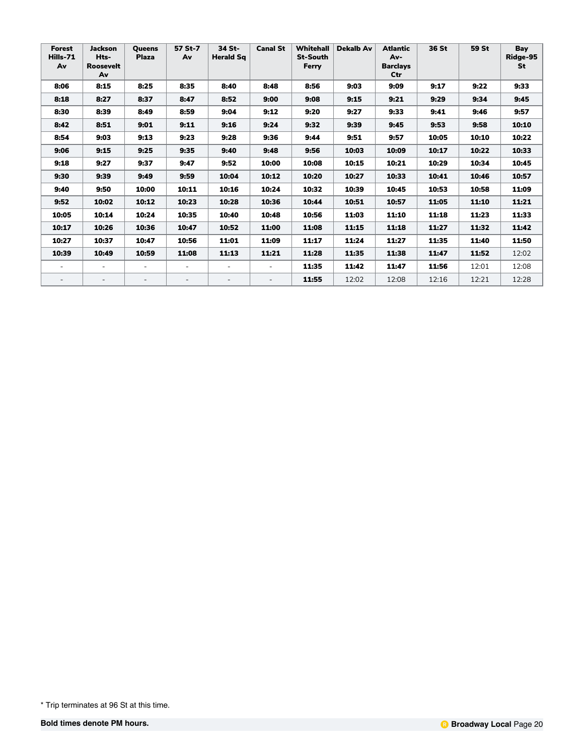| Forest Hills-71 Av | Jackson Hts-Roosevelt Av | Queens Plaza | 57 St-7 Av | 34 St-Herald Sq | Canal St | Whitehall St-South Ferry | Dekalb Av | Atlantic Av-Barclays Ctr | 36 St | 59 St | Bay Ridge-95 St |
|---|---|---|---|---|---|---|---|---|---|---|---|
| **8:06** | **8:15** | **8:25** | **8:35** | **8:40** | **8:48** | **8:56** | **9:03** | **9:09** | **9:17** | **9:22** | **9:33** |
| **8:18** | **8:27** | **8:37** | **8:47** | **8:52** | **9:00** | **9:08** | **9:15** | **9:21** | **9:29** | **9:34** | **9:45** |
| **8:30** | **8:39** | **8:49** | **8:59** | **9:04** | **9:12** | **9:20** | **9:27** | **9:33** | **9:41** | **9:46** | **9:57** |
| **8:42** | **8:51** | **9:01** | **9:11** | **9:16** | **9:24** | **9:32** | **9:39** | **9:45** | **9:53** | **9:58** | **10:10** |
| **8:54** | **9:03** | **9:13** | **9:23** | **9:28** | **9:36** | **9:44** | **9:51** | **9:57** | **10:05** | **10:10** | **10:22** |
| **9:06** | **9:15** | **9:25** | **9:35** | **9:40** | **9:48** | **9:56** | **10:03** | **10:09** | **10:17** | **10:22** | **10:33** |
| **9:18** | **9:27** | **9:37** | **9:47** | **9:52** | **10:00** | **10:08** | **10:15** | **10:21** | **10:29** | **10:34** | **10:45** |
| **9:30** | **9:39** | **9:49** | **9:59** | **10:04** | **10:12** | **10:20** | **10:27** | **10:33** | **10:41** | **10:46** | **10:57** |
| **9:40** | **9:50** | **10:00** | **10:11** | **10:16** | **10:24** | **10:32** | **10:39** | **10:45** | **10:53** | **10:58** | **11:09** |
| **9:52** | **10:02** | **10:12** | **10:23** | **10:28** | **10:36** | **10:44** | **10:51** | **10:57** | **11:05** | **11:10** | **11:21** |
| **10:05** | **10:14** | **10:24** | **10:35** | **10:40** | **10:48** | **10:56** | **11:03** | **11:10** | **11:18** | **11:23** | **11:33** |
| **10:17** | **10:26** | **10:36** | **10:47** | **10:52** | **11:00** | **11:08** | **11:15** | **11:18** | **11:27** | **11:32** | **11:42** |
| **10:27** | **10:37** | **10:47** | **10:56** | **11:01** | **11:09** | **11:17** | **11:24** | **11:27** | **11:35** | **11:40** | **11:50** |
| **10:39** | **10:49** | **10:59** | **11:08** | **11:13** | **11:21** | **11:28** | **11:35** | **11:38** | **11:47** | **11:52** | 12:02 |
| - | - | - | - | - | - | **11:35** | **11:42** | **11:47** | **11:56** | 12:01 | 12:08 |
| - | - | - | - | - | - | **11:55** | 12:02 | 12:08 | 12:16 | 12:21 | 12:28 |

* Trip terminates at 96 St at this time.

**Bold times denote PM hours.**

**Broadway Local**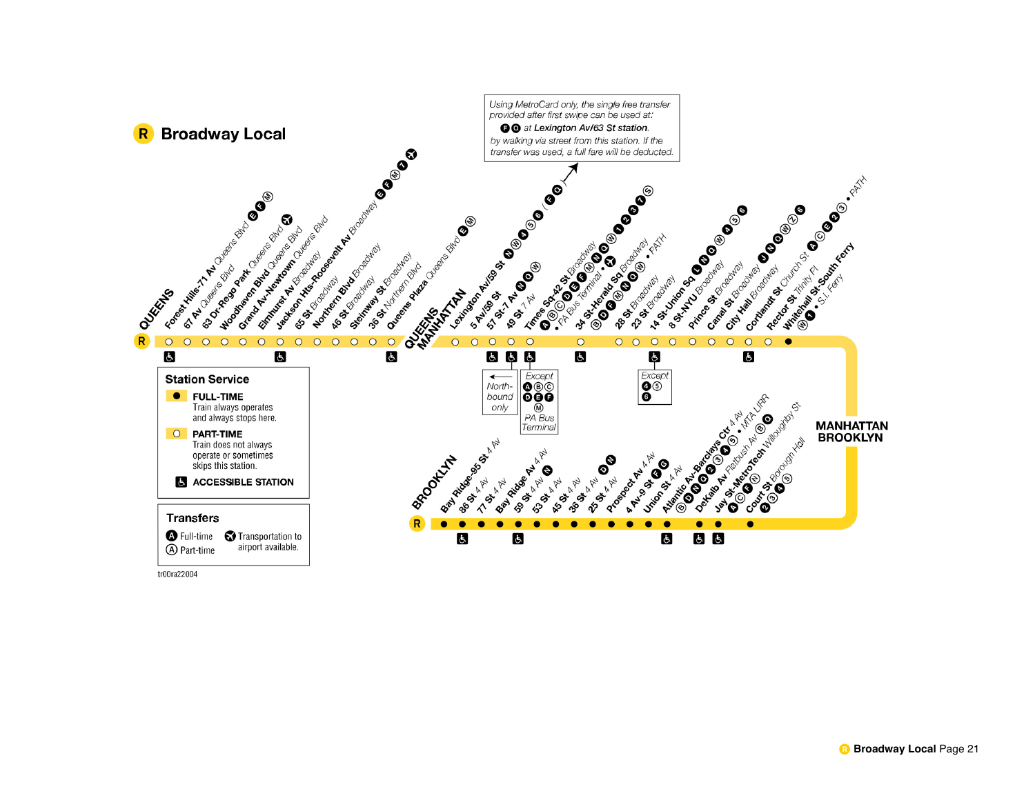# R Broadway Local

Using MetroCard only, the single free transfer provided after first swipe can be used at: F Q at Lexington Av/63 St station. by walking via street from this station. If the transfer was used, a full fare will be deducted.

## QUEENS

- Forest Hills-71 Av Queens Blvd — E F M — Accessible
- 67 Av Queens Blvd
- 63 Dr-Rego Park Queens Blvd
- Woodhaven Blvd Queens Blvd
- Grand Av-Newtown Queens Blvd
- Elmhurst Av Broadway
- Jackson Hts-Roosevelt Av Broadway — E F M 7 ✈ — Accessible
- 65 St Broadway
- Northern Blvd Broadway
- 46 St Broadway
- Steinway St Broadway
- 36 St Northern Blvd
- Queens Plaza Queens Blvd — E M — Accessible

## QUEENS / MANHATTAN

- Lexington Av/59 St — N W 4 5 6 (F Q)
- 5 Av/59 St
- 57 St-7 Av — N Q W — Accessible
- 49 St 7 Av — N Q W — Accessible (Northbound only)
- Times Sq-42 St Broadway — N Q W 1 2 3 7 S A C E • PA Bus Terminal • ✈ — Accessible (Except A B C D E F M PA Bus Terminal)
- 34 St-Herald Sq Broadway — N Q W B D F M • PATH — Accessible
- 28 St Broadway
- 23 St Broadway
- 14 St-Union Sq — L N Q W 4 5 6 — Accessible (Except 4 5 6)
- 8 St-NYU Broadway
- Prince St Broadway
- Canal St Broadway — J N Q W Z 6
- City Hall Broadway
- Cortlandt St Church St — A C E 2 3 • PATH — Accessible
- Rector St Trinity Pl
- Whitehall St-South Ferry — W 1 • S.I. Ferry

## MANHATTAN / BROOKLYN

## BROOKLYN

- Court St Borough Hall — 2 3 4 5
- Jay St-MetroTech Willoughby St — A C F N — Accessible
- DeKalb Av Flatbush Av — B Q — Accessible
- Atlantic Av-Barclays Ctr 4 Av — B D N Q 2 3 4 5 • MTA LIRR — Accessible
- Union St 4 Av
- 4 Av-9 St — F G
- Prospect Av 4 Av
- 25 St 4 Av
- 36 St 4 Av — D N
- 45 St 4 Av
- 53 St 4 Av
- 59 St 4 Av — N — Accessible
- Bay Ridge Av 4 Av
- 77 St 4 Av
- 86 St 4 Av — Accessible
- Bay Ridge-95 St 4 Av

### Station Service

- ● **FULL-TIME** Train always operates and always stops here.
- ○ **PART-TIME** Train does not always operate or sometimes skips this station.
- ♿ **ACCESSIBLE STATION**

### Transfers

- Ⓐ (filled) Full-time
- Ⓐ (outline) Part-time
- ✈ Transportation to airport available.

tr00ra22004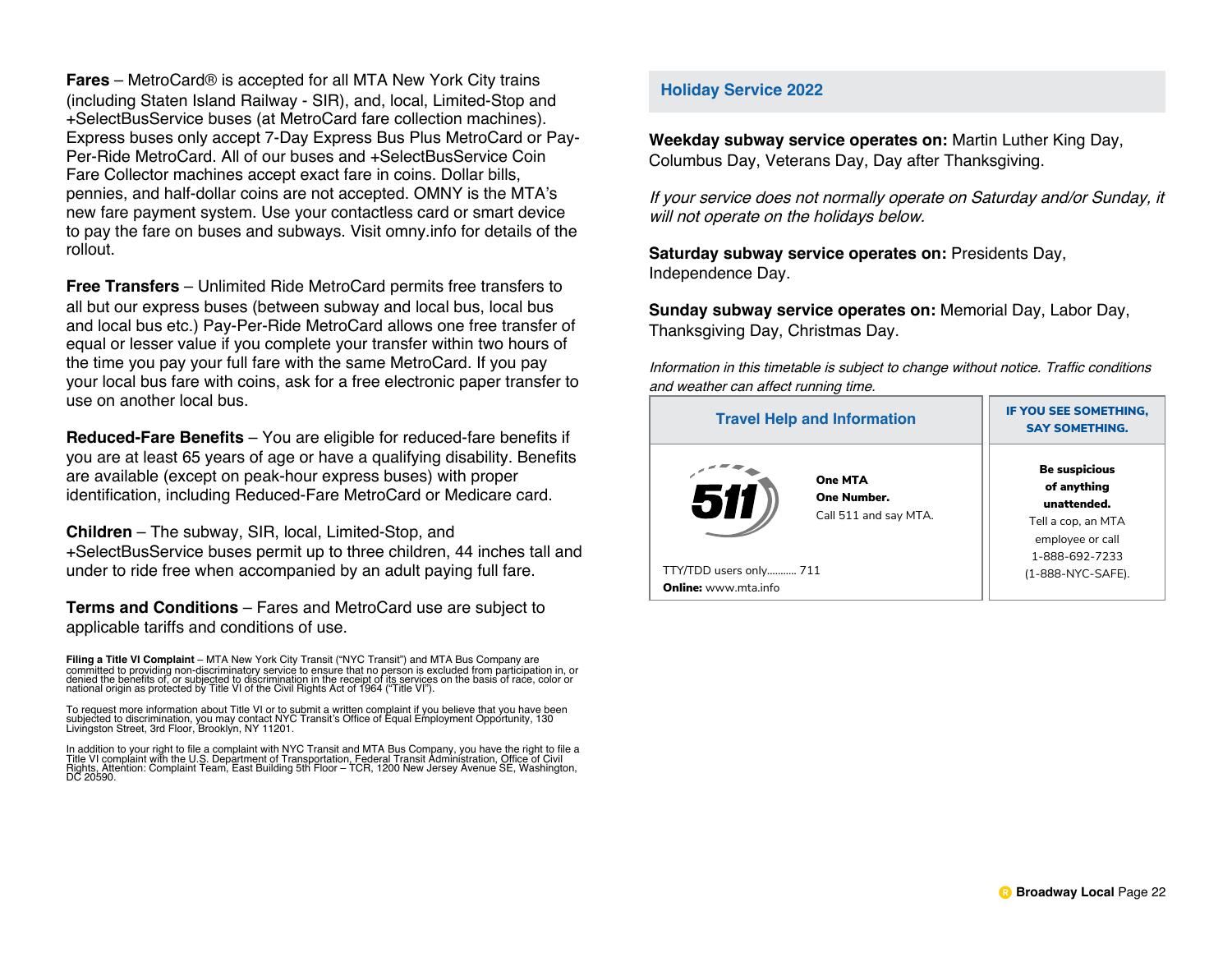**Fares** – MetroCard® is accepted for all MTA New York City trains (including Staten Island Railway - SIR), and, local, Limited-Stop and +SelectBusService buses (at MetroCard fare collection machines). Express buses only accept 7-Day Express Bus Plus MetroCard or Pay-Per-Ride MetroCard. All of our buses and +SelectBusService Coin Fare Collector machines accept exact fare in coins. Dollar bills, pennies, and half-dollar coins are not accepted. OMNY is the MTA's new fare payment system. Use your contactless card or smart device to pay the fare on buses and subways. Visit omny.info for details of the rollout.

**Free Transfers** – Unlimited Ride MetroCard permits free transfers to all but our express buses (between subway and local bus, local bus and local bus etc.) Pay-Per-Ride MetroCard allows one free transfer of equal or lesser value if you complete your transfer within two hours of the time you pay your full fare with the same MetroCard. If you pay your local bus fare with coins, ask for a free electronic paper transfer to use on another local bus.

**Reduced-Fare Benefits** – You are eligible for reduced-fare benefits if you are at least 65 years of age or have a qualifying disability. Benefits are available (except on peak-hour express buses) with proper identification, including Reduced-Fare MetroCard or Medicare card.

**Children** – The subway, SIR, local, Limited-Stop, and +SelectBusService buses permit up to three children, 44 inches tall and under to ride free when accompanied by an adult paying full fare.

**Terms and Conditions** – Fares and MetroCard use are subject to applicable tariffs and conditions of use.

**Filing a Title VI Complaint** – MTA New York City Transit ("NYC Transit") and MTA Bus Company are committed to providing non-discriminatory service to ensure that no person is excluded from participation in, or denied the benefits of, or subjected to discrimination in the receipt of its services on the basis of race, color or national origin as protected by Title VI of the Civil Rights Act of 1964 ("Title VI").

To request more information about Title VI or to submit a written complaint if you believe that you have been subjected to discrimination, you may contact NYC Transit's Office of Equal Employment Opportunity, 130 Livingston Street, 3rd Floor, Brooklyn, NY 11201.

In addition to your right to file a complaint with NYC Transit and MTA Bus Company, you have the right to file a Title VI complaint with the U.S. Department of Transportation, Federal Transit Administration, Office of Civil Rights, Attention: Complaint Team, East Building 5th Floor – TCR, 1200 New Jersey Avenue SE, Washington, DC 20590.

## Holiday Service 2022

**Weekday subway service operates on:** Martin Luther King Day, Columbus Day, Veterans Day, Day after Thanksgiving.

*If your service does not normally operate on Saturday and/or Sunday, it will not operate on the holidays below.*

**Saturday subway service operates on:** Presidents Day, Independence Day.

**Sunday subway service operates on:** Memorial Day, Labor Day, Thanksgiving Day, Christmas Day.

*Information in this timetable is subject to change without notice. Traffic conditions and weather can affect running time.*

### Travel Help and Information

511

**One MTA**
**One Number.**
Call 511 and say MTA.

TTY/TDD users only.......... 711
**Online:** www.mta.info

### IF YOU SEE SOMETHING, SAY SOMETHING.

**Be suspicious of anything unattended.**
Tell a cop, an MTA employee or call 1-888-692-7233 (1-888-NYC-SAFE).